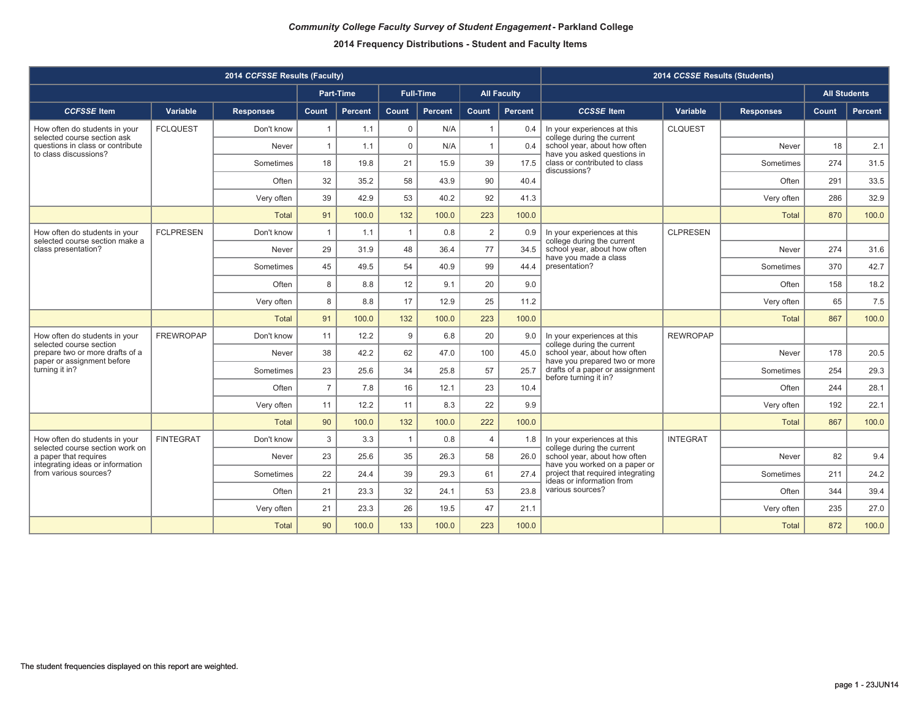***Community College Faculty Survey of Student Engagement* - Parkland College**

**2014 Frequency Distributions - Student and Faculty Items**

| 2014 *CCFSSE* Results (Faculty) | | | | | | | | | 2014 *CCSSE* Results (Students) | | | | |
|---|---|---|---|---|---|---|---|---|---|---|---|---|---|
| | | | Part-Time | | Full-Time | | All Faculty | | | | | All Students | |
| ***CCFSSE* Item** | **Variable** | **Responses** | **Count** | **Percent** | **Count** | **Percent** | **Count** | **Percent** | ***CCSSE* Item** | **Variable** | **Responses** | **Count** | **Percent** |
| How often do students in your selected course section ask questions in class or contribute to class discussions? | FCLQUEST | Don't know | 1 | 1.1 | 0 | N/A | 1 | 0.4 | In your experiences at this college during the current school year, about how often have you asked questions in class or contributed to class discussions? | CLQUEST | | | |
| | | Never | 1 | 1.1 | 0 | N/A | 1 | 0.4 | | | Never | 18 | 2.1 |
| | | Sometimes | 18 | 19.8 | 21 | 15.9 | 39 | 17.5 | | | Sometimes | 274 | 31.5 |
| | | Often | 32 | 35.2 | 58 | 43.9 | 90 | 40.4 | | | Often | 291 | 33.5 |
| | | Very often | 39 | 42.9 | 53 | 40.2 | 92 | 41.3 | | | Very often | 286 | 32.9 |
| | | Total | 91 | 100.0 | 132 | 100.0 | 223 | 100.0 | | | Total | 870 | 100.0 |
| How often do students in your selected course section make a class presentation? | FCLPRESEN | Don't know | 1 | 1.1 | 1 | 0.8 | 2 | 0.9 | In your experiences at this college during the current school year, about how often have you made a class presentation? | CLPRESEN | | | |
| | | Never | 29 | 31.9 | 48 | 36.4 | 77 | 34.5 | | | Never | 274 | 31.6 |
| | | Sometimes | 45 | 49.5 | 54 | 40.9 | 99 | 44.4 | | | Sometimes | 370 | 42.7 |
| | | Often | 8 | 8.8 | 12 | 9.1 | 20 | 9.0 | | | Often | 158 | 18.2 |
| | | Very often | 8 | 8.8 | 17 | 12.9 | 25 | 11.2 | | | Very often | 65 | 7.5 |
| | | Total | 91 | 100.0 | 132 | 100.0 | 223 | 100.0 | | | Total | 867 | 100.0 |
| How often do students in your selected course section prepare two or more drafts of a paper or assignment before turning it in? | FREWROPAP | Don't know | 11 | 12.2 | 9 | 6.8 | 20 | 9.0 | In your experiences at this college during the current school year, about how often have you prepared two or more drafts of a paper or assignment before turning it in? | REWROPAP | | | |
| | | Never | 38 | 42.2 | 62 | 47.0 | 100 | 45.0 | | | Never | 178 | 20.5 |
| | | Sometimes | 23 | 25.6 | 34 | 25.8 | 57 | 25.7 | | | Sometimes | 254 | 29.3 |
| | | Often | 7 | 7.8 | 16 | 12.1 | 23 | 10.4 | | | Often | 244 | 28.1 |
| | | Very often | 11 | 12.2 | 11 | 8.3 | 22 | 9.9 | | | Very often | 192 | 22.1 |
| | | Total | 90 | 100.0 | 132 | 100.0 | 222 | 100.0 | | | Total | 867 | 100.0 |
| How often do students in your selected course section work on a paper that requires integrating ideas or information from various sources? | FINTEGRAT | Don't know | 3 | 3.3 | 1 | 0.8 | 4 | 1.8 | In your experiences at this college during the current school year, about how often have you worked on a paper or project that required integrating ideas or information from various sources? | INTEGRAT | | | |
| | | Never | 23 | 25.6 | 35 | 26.3 | 58 | 26.0 | | | Never | 82 | 9.4 |
| | | Sometimes | 22 | 24.4 | 39 | 29.3 | 61 | 27.4 | | | Sometimes | 211 | 24.2 |
| | | Often | 21 | 23.3 | 32 | 24.1 | 53 | 23.8 | | | Often | 344 | 39.4 |
| | | Very often | 21 | 23.3 | 26 | 19.5 | 47 | 21.1 | | | Very often | 235 | 27.0 |
| | | Total | 90 | 100.0 | 133 | 100.0 | 223 | 100.0 | | | Total | 872 | 100.0 |

The student frequencies displayed on this report are weighted.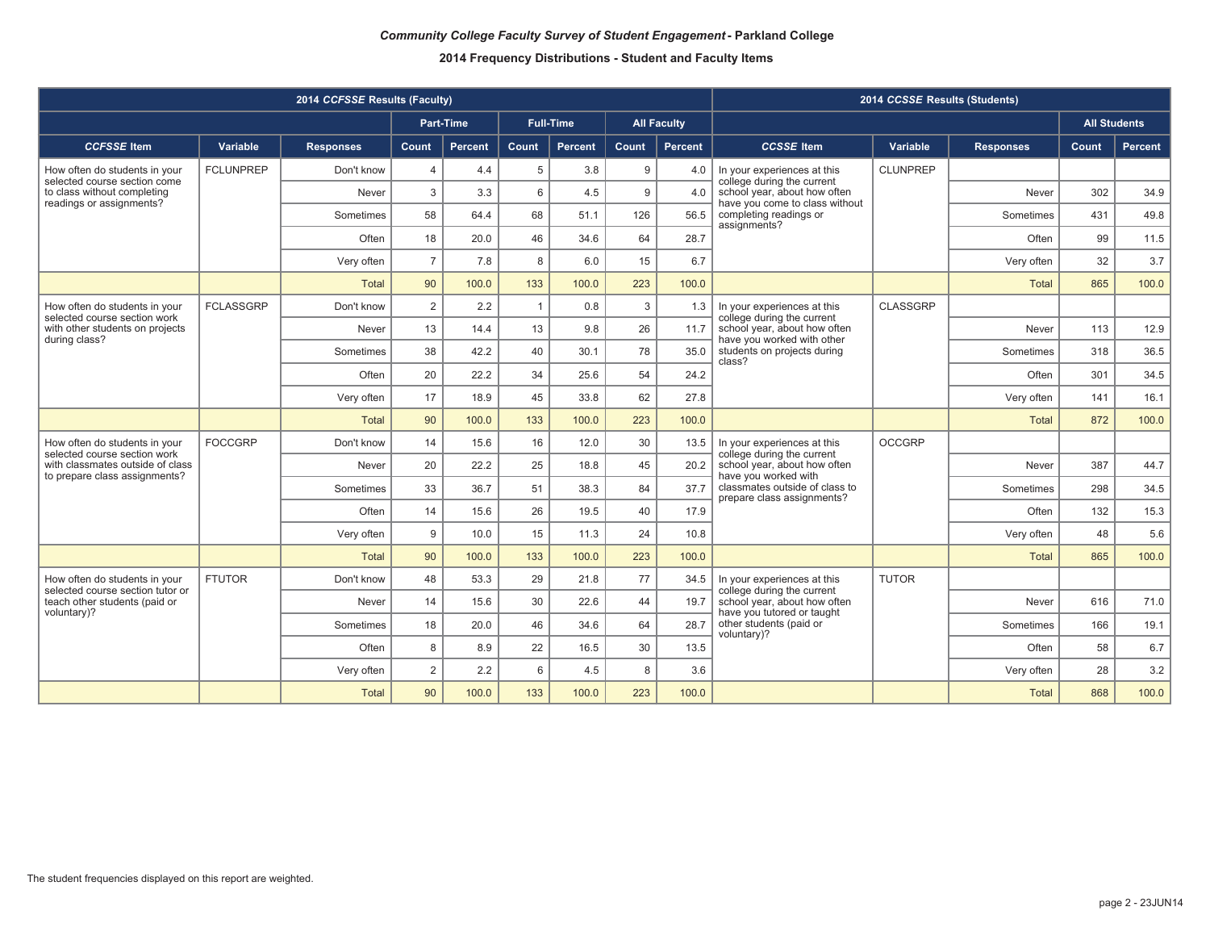***Community College Faculty Survey of Student Engagement* - Parkland College**

**2014 Frequency Distributions - Student and Faculty Items**

| 2014 *CCFSSE* Results (Faculty) | | | | | | | | | 2014 *CCSSE* Results (Students) | | | | |
|---|---|---|---|---|---|---|---|---|---|---|---|---|---|
| | | | Part-Time | | Full-Time | | All Faculty | | | | | All Students | |
| ***CCFSSE* Item** | **Variable** | **Responses** | **Count** | **Percent** | **Count** | **Percent** | **Count** | **Percent** | ***CCSSE* Item** | **Variable** | **Responses** | **Count** | **Percent** |
| How often do students in your selected course section come to class without completing readings or assignments? | FCLUNPREP | Don't know | 4 | 4.4 | 5 | 3.8 | 9 | 4.0 | In your experiences at this college during the current school year, about how often have you come to class without completing readings or assignments? | CLUNPREP | | | |
| | | Never | 3 | 3.3 | 6 | 4.5 | 9 | 4.0 | | | Never | 302 | 34.9 |
| | | Sometimes | 58 | 64.4 | 68 | 51.1 | 126 | 56.5 | | | Sometimes | 431 | 49.8 |
| | | Often | 18 | 20.0 | 46 | 34.6 | 64 | 28.7 | | | Often | 99 | 11.5 |
| | | Very often | 7 | 7.8 | 8 | 6.0 | 15 | 6.7 | | | Very often | 32 | 3.7 |
| | | Total | 90 | 100.0 | 133 | 100.0 | 223 | 100.0 | | | Total | 865 | 100.0 |
| How often do students in your selected course section work with other students on projects during class? | FCLASSGRP | Don't know | 2 | 2.2 | 1 | 0.8 | 3 | 1.3 | In your experiences at this college during the current school year, about how often have you worked with other students on projects during class? | CLASSGRP | | | |
| | | Never | 13 | 14.4 | 13 | 9.8 | 26 | 11.7 | | | Never | 113 | 12.9 |
| | | Sometimes | 38 | 42.2 | 40 | 30.1 | 78 | 35.0 | | | Sometimes | 318 | 36.5 |
| | | Often | 20 | 22.2 | 34 | 25.6 | 54 | 24.2 | | | Often | 301 | 34.5 |
| | | Very often | 17 | 18.9 | 45 | 33.8 | 62 | 27.8 | | | Very often | 141 | 16.1 |
| | | Total | 90 | 100.0 | 133 | 100.0 | 223 | 100.0 | | | Total | 872 | 100.0 |
| How often do students in your selected course section work with classmates outside of class to prepare class assignments? | FOCCGRP | Don't know | 14 | 15.6 | 16 | 12.0 | 30 | 13.5 | In your experiences at this college during the current school year, about how often have you worked with classmates outside of class to prepare class assignments? | OCCGRP | | | |
| | | Never | 20 | 22.2 | 25 | 18.8 | 45 | 20.2 | | | Never | 387 | 44.7 |
| | | Sometimes | 33 | 36.7 | 51 | 38.3 | 84 | 37.7 | | | Sometimes | 298 | 34.5 |
| | | Often | 14 | 15.6 | 26 | 19.5 | 40 | 17.9 | | | Often | 132 | 15.3 |
| | | Very often | 9 | 10.0 | 15 | 11.3 | 24 | 10.8 | | | Very often | 48 | 5.6 |
| | | Total | 90 | 100.0 | 133 | 100.0 | 223 | 100.0 | | | Total | 865 | 100.0 |
| How often do students in your selected course section tutor or teach other students (paid or voluntary)? | FTUTOR | Don't know | 48 | 53.3 | 29 | 21.8 | 77 | 34.5 | In your experiences at this college during the current school year, about how often have you tutored or taught other students (paid or voluntary)? | TUTOR | | | |
| | | Never | 14 | 15.6 | 30 | 22.6 | 44 | 19.7 | | | Never | 616 | 71.0 |
| | | Sometimes | 18 | 20.0 | 46 | 34.6 | 64 | 28.7 | | | Sometimes | 166 | 19.1 |
| | | Often | 8 | 8.9 | 22 | 16.5 | 30 | 13.5 | | | Often | 58 | 6.7 |
| | | Very often | 2 | 2.2 | 6 | 4.5 | 8 | 3.6 | | | Very often | 28 | 3.2 |
| | | Total | 90 | 100.0 | 133 | 100.0 | 223 | 100.0 | | | Total | 868 | 100.0 |

The student frequencies displayed on this report are weighted.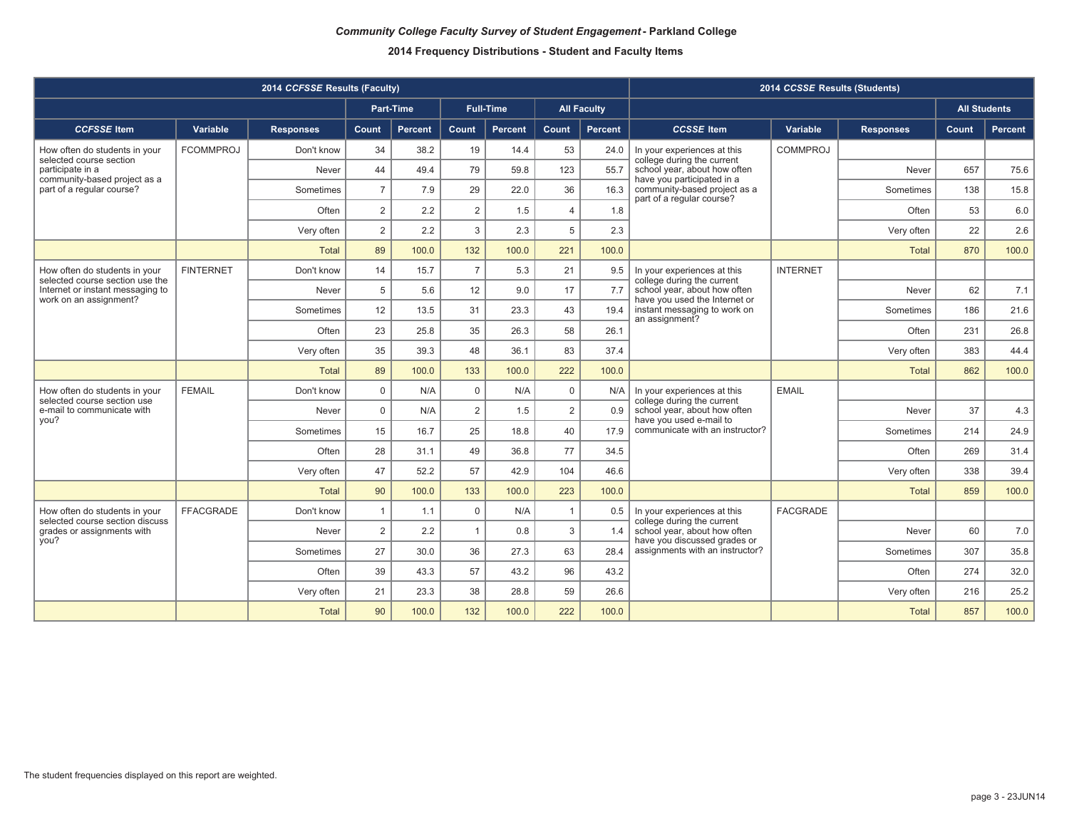***Community College Faculty Survey of Student Engagement* - Parkland College**

**2014 Frequency Distributions - Student and Faculty Items**

| 2014 *CCFSSE* Results (Faculty) | | | | | | | | | 2014 *CCSSE* Results (Students) | | | | |
|---|---|---|---|---|---|---|---|---|---|---|---|---|---|
| | | | Part-Time | | Full-Time | | All Faculty | | | | | All Students | |
| ***CCFSSE* Item** | **Variable** | **Responses** | **Count** | **Percent** | **Count** | **Percent** | **Count** | **Percent** | ***CCSSE* Item** | **Variable** | **Responses** | **Count** | **Percent** |
| How often do students in your selected course section participate in a community-based project as a part of a regular course? | FCOMMPROJ | Don't know | 34 | 38.2 | 19 | 14.4 | 53 | 24.0 | In your experiences at this college during the current school year, about how often have you participated in a community-based project as a part of a regular course? | COMMPROJ | | | |
| | | Never | 44 | 49.4 | 79 | 59.8 | 123 | 55.7 | | | Never | 657 | 75.6 |
| | | Sometimes | 7 | 7.9 | 29 | 22.0 | 36 | 16.3 | | | Sometimes | 138 | 15.8 |
| | | Often | 2 | 2.2 | 2 | 1.5 | 4 | 1.8 | | | Often | 53 | 6.0 |
| | | Very often | 2 | 2.2 | 3 | 2.3 | 5 | 2.3 | | | Very often | 22 | 2.6 |
| | | Total | 89 | 100.0 | 132 | 100.0 | 221 | 100.0 | | | Total | 870 | 100.0 |
| How often do students in your selected course section use the Internet or instant messaging to work on an assignment? | FINTERNET | Don't know | 14 | 15.7 | 7 | 5.3 | 21 | 9.5 | In your experiences at this college during the current school year, about how often have you used the Internet or instant messaging to work on an assignment? | INTERNET | | | |
| | | Never | 5 | 5.6 | 12 | 9.0 | 17 | 7.7 | | | Never | 62 | 7.1 |
| | | Sometimes | 12 | 13.5 | 31 | 23.3 | 43 | 19.4 | | | Sometimes | 186 | 21.6 |
| | | Often | 23 | 25.8 | 35 | 26.3 | 58 | 26.1 | | | Often | 231 | 26.8 |
| | | Very often | 35 | 39.3 | 48 | 36.1 | 83 | 37.4 | | | Very often | 383 | 44.4 |
| | | Total | 89 | 100.0 | 133 | 100.0 | 222 | 100.0 | | | Total | 862 | 100.0 |
| How often do students in your selected course section use e-mail to communicate with you? | FEMAIL | Don't know | 0 | N/A | 0 | N/A | 0 | N/A | In your experiences at this college during the current school year, about how often have you used e-mail to communicate with an instructor? | EMAIL | | | |
| | | Never | 0 | N/A | 2 | 1.5 | 2 | 0.9 | | | Never | 37 | 4.3 |
| | | Sometimes | 15 | 16.7 | 25 | 18.8 | 40 | 17.9 | | | Sometimes | 214 | 24.9 |
| | | Often | 28 | 31.1 | 49 | 36.8 | 77 | 34.5 | | | Often | 269 | 31.4 |
| | | Very often | 47 | 52.2 | 57 | 42.9 | 104 | 46.6 | | | Very often | 338 | 39.4 |
| | | Total | 90 | 100.0 | 133 | 100.0 | 223 | 100.0 | | | Total | 859 | 100.0 |
| How often do students in your selected course section discuss grades or assignments with you? | FFACGRADE | Don't know | 1 | 1.1 | 0 | N/A | 1 | 0.5 | In your experiences at this college during the current school year, about how often have you discussed grades or assignments with an instructor? | FACGRADE | | | |
| | | Never | 2 | 2.2 | 1 | 0.8 | 3 | 1.4 | | | Never | 60 | 7.0 |
| | | Sometimes | 27 | 30.0 | 36 | 27.3 | 63 | 28.4 | | | Sometimes | 307 | 35.8 |
| | | Often | 39 | 43.3 | 57 | 43.2 | 96 | 43.2 | | | Often | 274 | 32.0 |
| | | Very often | 21 | 23.3 | 38 | 28.8 | 59 | 26.6 | | | Very often | 216 | 25.2 |
| | | Total | 90 | 100.0 | 132 | 100.0 | 222 | 100.0 | | | Total | 857 | 100.0 |

The student frequencies displayed on this report are weighted.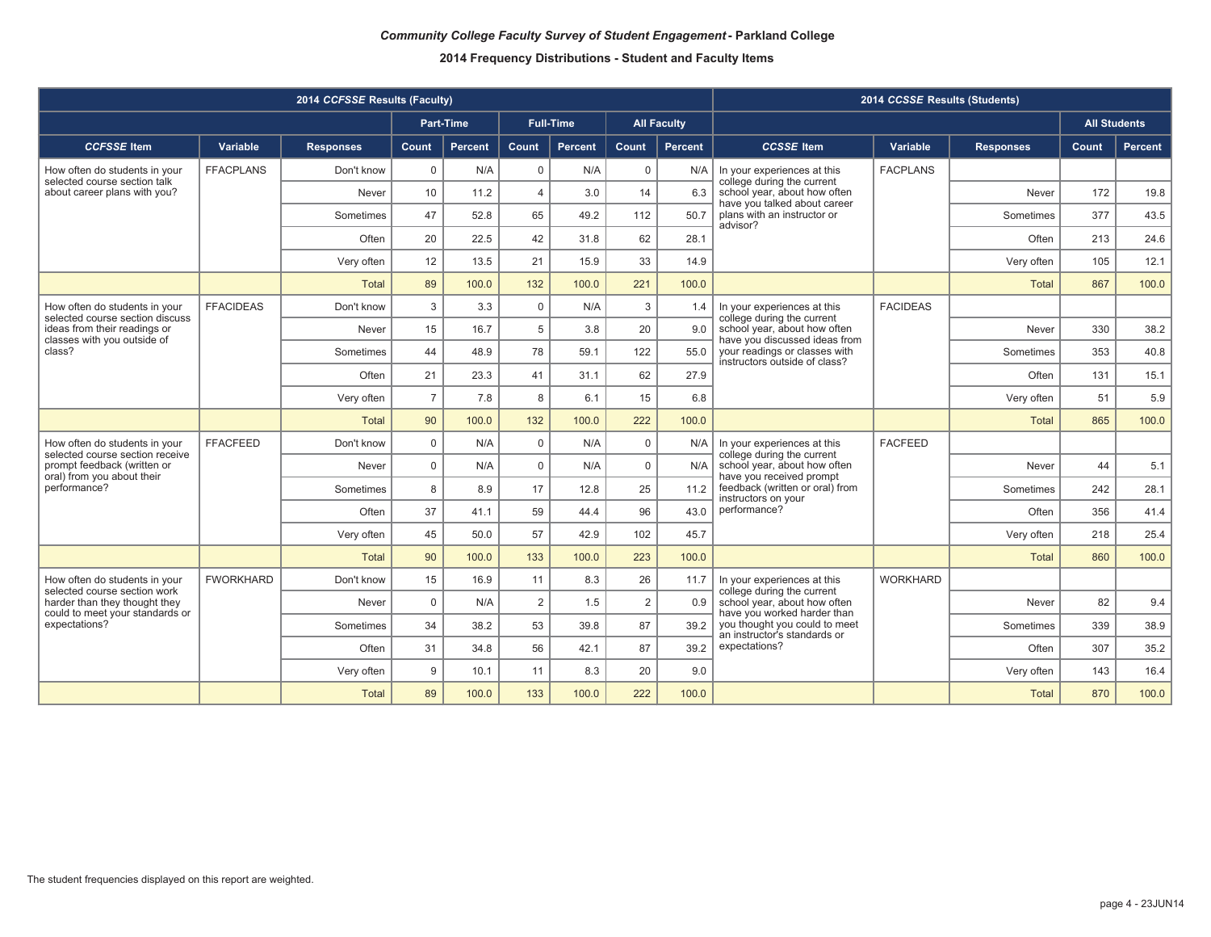### *Community College Faculty Survey of Student Engagement* - Parkland College

### 2014 Frequency Distributions - Student and Faculty Items

| 2014 *CCFSSE* Results (Faculty) | | | | | | | | | 2014 *CCSSE* Results (Students) | | | | |
|---|---|---|---|---|---|---|---|---|---|---|---|---|---|
| | | | Part-Time | | Full-Time | | All Faculty | | | | | All Students | |
| *CCFSSE* Item | Variable | Responses | Count | Percent | Count | Percent | Count | Percent | *CCSSE* Item | Variable | Responses | Count | Percent |
| How often do students in your selected course section talk about career plans with you? | FFACPLANS | Don't know | 0 | N/A | 0 | N/A | 0 | N/A | In your experiences at this college during the current school year, about how often have you talked about career plans with an instructor or advisor? | FACPLANS | | | |
| | | Never | 10 | 11.2 | 4 | 3.0 | 14 | 6.3 | | | Never | 172 | 19.8 |
| | | Sometimes | 47 | 52.8 | 65 | 49.2 | 112 | 50.7 | | | Sometimes | 377 | 43.5 |
| | | Often | 20 | 22.5 | 42 | 31.8 | 62 | 28.1 | | | Often | 213 | 24.6 |
| | | Very often | 12 | 13.5 | 21 | 15.9 | 33 | 14.9 | | | Very often | 105 | 12.1 |
| | | Total | 89 | 100.0 | 132 | 100.0 | 221 | 100.0 | | | Total | 867 | 100.0 |
| How often do students in your selected course section discuss ideas from their readings or classes with you outside of class? | FFACIDEAS | Don't know | 3 | 3.3 | 0 | N/A | 3 | 1.4 | In your experiences at this college during the current school year, about how often have you discussed ideas from your readings or classes with instructors outside of class? | FACIDEAS | | | |
| | | Never | 15 | 16.7 | 5 | 3.8 | 20 | 9.0 | | | Never | 330 | 38.2 |
| | | Sometimes | 44 | 48.9 | 78 | 59.1 | 122 | 55.0 | | | Sometimes | 353 | 40.8 |
| | | Often | 21 | 23.3 | 41 | 31.1 | 62 | 27.9 | | | Often | 131 | 15.1 |
| | | Very often | 7 | 7.8 | 8 | 6.1 | 15 | 6.8 | | | Very often | 51 | 5.9 |
| | | Total | 90 | 100.0 | 132 | 100.0 | 222 | 100.0 | | | Total | 865 | 100.0 |
| How often do students in your selected course section receive prompt feedback (written or oral) from you about their performance? | FFACFEED | Don't know | 0 | N/A | 0 | N/A | 0 | N/A | In your experiences at this college during the current school year, about how often have you received prompt feedback (written or oral) from instructors on your performance? | FACFEED | | | |
| | | Never | 0 | N/A | 0 | N/A | 0 | N/A | | | Never | 44 | 5.1 |
| | | Sometimes | 8 | 8.9 | 17 | 12.8 | 25 | 11.2 | | | Sometimes | 242 | 28.1 |
| | | Often | 37 | 41.1 | 59 | 44.4 | 96 | 43.0 | | | Often | 356 | 41.4 |
| | | Very often | 45 | 50.0 | 57 | 42.9 | 102 | 45.7 | | | Very often | 218 | 25.4 |
| | | Total | 90 | 100.0 | 133 | 100.0 | 223 | 100.0 | | | Total | 860 | 100.0 |
| How often do students in your selected course section work harder than they thought they could to meet your standards or expectations? | FWORKHARD | Don't know | 15 | 16.9 | 11 | 8.3 | 26 | 11.7 | In your experiences at this college during the current school year, about how often have you worked harder than you thought you could to meet an instructor's standards or expectations? | WORKHARD | | | |
| | | Never | 0 | N/A | 2 | 1.5 | 2 | 0.9 | | | Never | 82 | 9.4 |
| | | Sometimes | 34 | 38.2 | 53 | 39.8 | 87 | 39.2 | | | Sometimes | 339 | 38.9 |
| | | Often | 31 | 34.8 | 56 | 42.1 | 87 | 39.2 | | | Often | 307 | 35.2 |
| | | Very often | 9 | 10.1 | 11 | 8.3 | 20 | 9.0 | | | Very often | 143 | 16.4 |
| | | Total | 89 | 100.0 | 133 | 100.0 | 222 | 100.0 | | | Total | 870 | 100.0 |

The student frequencies displayed on this report are weighted.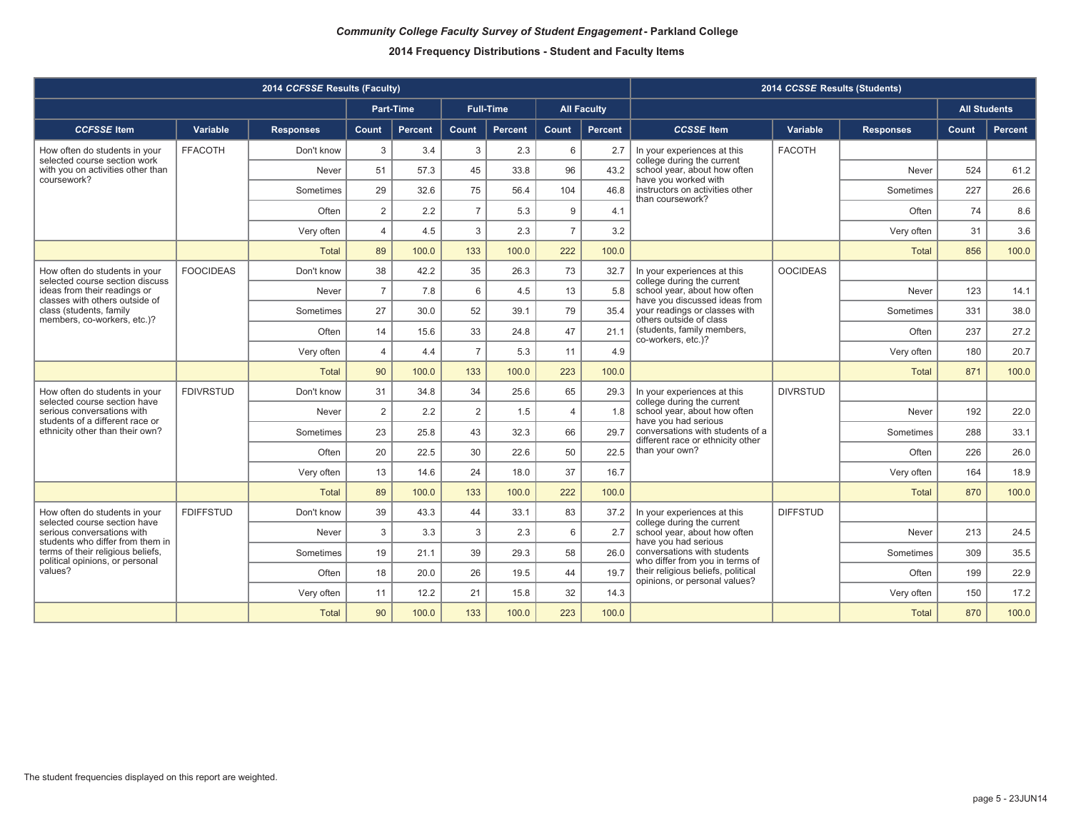***Community College Faculty Survey of Student Engagement* - Parkland College**

**2014 Frequency Distributions - Student and Faculty Items**

| 2014 *CCFSSE* Results (Faculty) | | | | | | | | | 2014 *CCSSE* Results (Students) | | | | |
|---|---|---|---|---|---|---|---|---|---|---|---|---|---|
| | | | Part-Time | | Full-Time | | All Faculty | | | | | All Students | |
| *CCFSSE* Item | Variable | Responses | Count | Percent | Count | Percent | Count | Percent | *CCSSE* Item | Variable | Responses | Count | Percent |
| How often do students in your selected course section work with you on activities other than coursework? | FFACOTH | Don't know | 3 | 3.4 | 3 | 2.3 | 6 | 2.7 | In your experiences at this college during the current school year, about how often have you worked with instructors on activities other than coursework? | FACOTH | | | |
| | | Never | 51 | 57.3 | 45 | 33.8 | 96 | 43.2 | | | Never | 524 | 61.2 |
| | | Sometimes | 29 | 32.6 | 75 | 56.4 | 104 | 46.8 | | | Sometimes | 227 | 26.6 |
| | | Often | 2 | 2.2 | 7 | 5.3 | 9 | 4.1 | | | Often | 74 | 8.6 |
| | | Very often | 4 | 4.5 | 3 | 2.3 | 7 | 3.2 | | | Very often | 31 | 3.6 |
| | | Total | 89 | 100.0 | 133 | 100.0 | 222 | 100.0 | | | Total | 856 | 100.0 |
| How often do students in your selected course section discuss ideas from their readings or classes with others outside of class (students, family members, co-workers, etc.)? | FOOCIDEAS | Don't know | 38 | 42.2 | 35 | 26.3 | 73 | 32.7 | In your experiences at this college during the current school year, about how often have you discussed ideas from your readings or classes with others outside of class (students, family members, co-workers, etc.)? | OOCIDEAS | | | |
| | | Never | 7 | 7.8 | 6 | 4.5 | 13 | 5.8 | | | Never | 123 | 14.1 |
| | | Sometimes | 27 | 30.0 | 52 | 39.1 | 79 | 35.4 | | | Sometimes | 331 | 38.0 |
| | | Often | 14 | 15.6 | 33 | 24.8 | 47 | 21.1 | | | Often | 237 | 27.2 |
| | | Very often | 4 | 4.4 | 7 | 5.3 | 11 | 4.9 | | | Very often | 180 | 20.7 |
| | | Total | 90 | 100.0 | 133 | 100.0 | 223 | 100.0 | | | Total | 871 | 100.0 |
| How often do students in your selected course section have serious conversations with students of a different race or ethnicity other than their own? | FDIVRSTUD | Don't know | 31 | 34.8 | 34 | 25.6 | 65 | 29.3 | In your experiences at this college during the current school year, about how often have you had serious conversations with students of a different race or ethnicity other than your own? | DIVRSTUD | | | |
| | | Never | 2 | 2.2 | 2 | 1.5 | 4 | 1.8 | | | Never | 192 | 22.0 |
| | | Sometimes | 23 | 25.8 | 43 | 32.3 | 66 | 29.7 | | | Sometimes | 288 | 33.1 |
| | | Often | 20 | 22.5 | 30 | 22.6 | 50 | 22.5 | | | Often | 226 | 26.0 |
| | | Very often | 13 | 14.6 | 24 | 18.0 | 37 | 16.7 | | | Very often | 164 | 18.9 |
| | | Total | 89 | 100.0 | 133 | 100.0 | 222 | 100.0 | | | Total | 870 | 100.0 |
| How often do students in your selected course section have serious conversations with students who differ from them in terms of their religious beliefs, political opinions, or personal values? | FDIFFSTUD | Don't know | 39 | 43.3 | 44 | 33.1 | 83 | 37.2 | In your experiences at this college during the current school year, about how often have you had serious conversations with students who differ from you in terms of their religious beliefs, political opinions, or personal values? | DIFFSTUD | | | |
| | | Never | 3 | 3.3 | 3 | 2.3 | 6 | 2.7 | | | Never | 213 | 24.5 |
| | | Sometimes | 19 | 21.1 | 39 | 29.3 | 58 | 26.0 | | | Sometimes | 309 | 35.5 |
| | | Often | 18 | 20.0 | 26 | 19.5 | 44 | 19.7 | | | Often | 199 | 22.9 |
| | | Very often | 11 | 12.2 | 21 | 15.8 | 32 | 14.3 | | | Very often | 150 | 17.2 |
| | | Total | 90 | 100.0 | 133 | 100.0 | 223 | 100.0 | | | Total | 870 | 100.0 |

The student frequencies displayed on this report are weighted.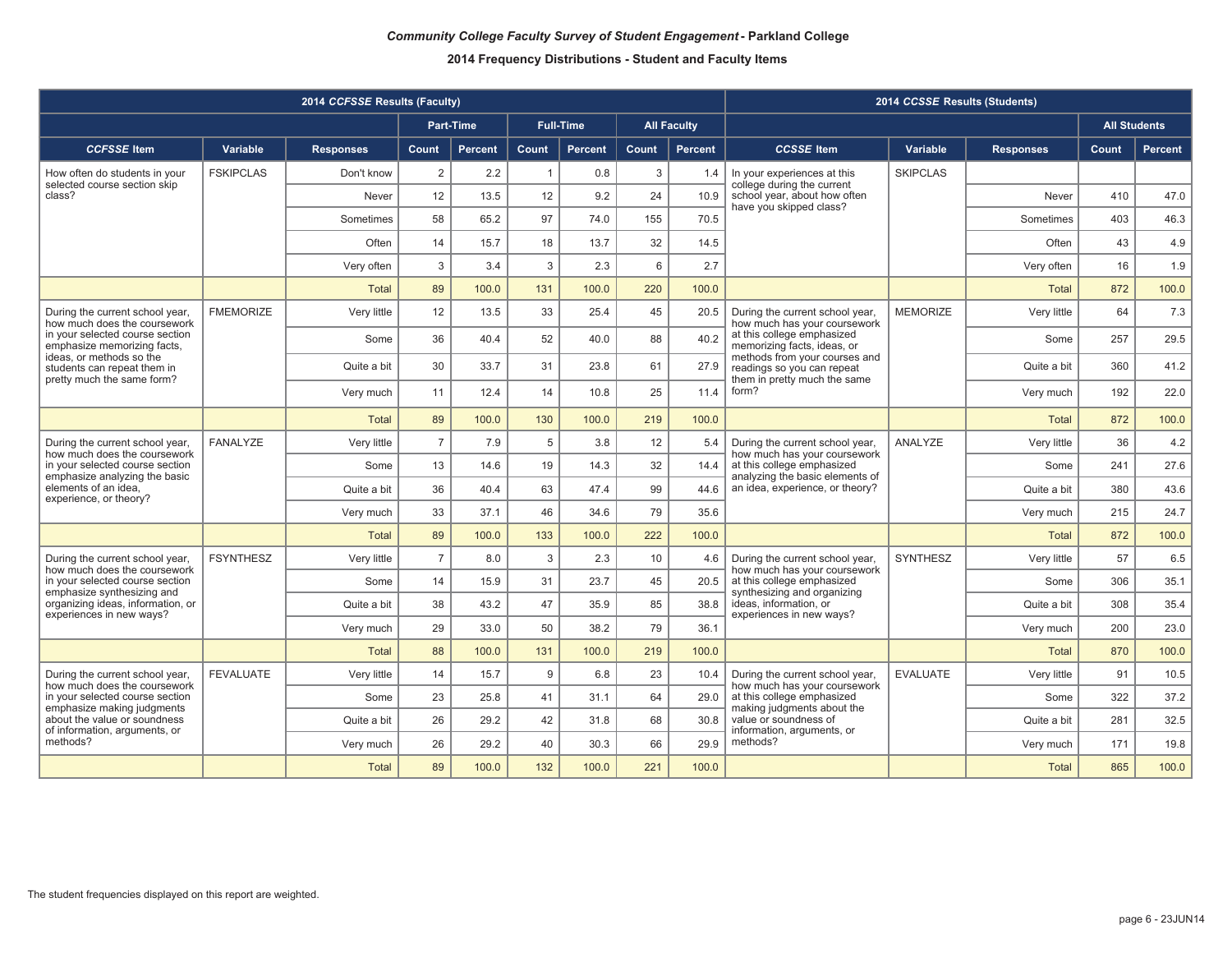***Community College Faculty Survey of Student Engagement*** **- Parkland College**

**2014 Frequency Distributions - Student and Faculty Items**

| 2014 *CCFSSE* Results (Faculty) | | | | | | | | | 2014 *CCSSE* Results (Students) | | | | |
|---|---|---|---|---|---|---|---|---|---|---|---|---|---|
| | | | Part-Time | | Full-Time | | All Faculty | | | | | All Students | |
| *CCFSSE* Item | Variable | Responses | Count | Percent | Count | Percent | Count | Percent | *CCSSE* Item | Variable | Responses | Count | Percent |
| How often do students in your selected course section skip class? | FSKIPCLAS | Don't know | 2 | 2.2 | 1 | 0.8 | 3 | 1.4 | In your experiences at this college during the current school year, about how often have you skipped class? | SKIPCLAS | | | |
| | | Never | 12 | 13.5 | 12 | 9.2 | 24 | 10.9 | | | Never | 410 | 47.0 |
| | | Sometimes | 58 | 65.2 | 97 | 74.0 | 155 | 70.5 | | | Sometimes | 403 | 46.3 |
| | | Often | 14 | 15.7 | 18 | 13.7 | 32 | 14.5 | | | Often | 43 | 4.9 |
| | | Very often | 3 | 3.4 | 3 | 2.3 | 6 | 2.7 | | | Very often | 16 | 1.9 |
| | | Total | 89 | 100.0 | 131 | 100.0 | 220 | 100.0 | | | Total | 872 | 100.0 |
| During the current school year, how much does the coursework in your selected course section emphasize memorizing facts, ideas, or methods so the students can repeat them in pretty much the same form? | FMEMORIZE | Very little | 12 | 13.5 | 33 | 25.4 | 45 | 20.5 | During the current school year, how much has your coursework at this college emphasized memorizing facts, ideas, or methods from your courses and readings so you can repeat them in pretty much the same form? | MEMORIZE | Very little | 64 | 7.3 |
| | | Some | 36 | 40.4 | 52 | 40.0 | 88 | 40.2 | | | Some | 257 | 29.5 |
| | | Quite a bit | 30 | 33.7 | 31 | 23.8 | 61 | 27.9 | | | Quite a bit | 360 | 41.2 |
| | | Very much | 11 | 12.4 | 14 | 10.8 | 25 | 11.4 | | | Very much | 192 | 22.0 |
| | | Total | 89 | 100.0 | 130 | 100.0 | 219 | 100.0 | | | Total | 872 | 100.0 |
| During the current school year, how much does the coursework in your selected course section emphasize analyzing the basic elements of an idea, experience, or theory? | FANALYZE | Very little | 7 | 7.9 | 5 | 3.8 | 12 | 5.4 | During the current school year, how much has your coursework at this college emphasized analyzing the basic elements of an idea, experience, or theory? | ANALYZE | Very little | 36 | 4.2 |
| | | Some | 13 | 14.6 | 19 | 14.3 | 32 | 14.4 | | | Some | 241 | 27.6 |
| | | Quite a bit | 36 | 40.4 | 63 | 47.4 | 99 | 44.6 | | | Quite a bit | 380 | 43.6 |
| | | Very much | 33 | 37.1 | 46 | 34.6 | 79 | 35.6 | | | Very much | 215 | 24.7 |
| | | Total | 89 | 100.0 | 133 | 100.0 | 222 | 100.0 | | | Total | 872 | 100.0 |
| During the current school year, how much does the coursework in your selected course section emphasize synthesizing and organizing ideas, information, or experiences in new ways? | FSYNTHESZ | Very little | 7 | 8.0 | 3 | 2.3 | 10 | 4.6 | During the current school year, how much has your coursework at this college emphasized synthesizing and organizing ideas, information, or experiences in new ways? | SYNTHESZ | Very little | 57 | 6.5 |
| | | Some | 14 | 15.9 | 31 | 23.7 | 45 | 20.5 | | | Some | 306 | 35.1 |
| | | Quite a bit | 38 | 43.2 | 47 | 35.9 | 85 | 38.8 | | | Quite a bit | 308 | 35.4 |
| | | Very much | 29 | 33.0 | 50 | 38.2 | 79 | 36.1 | | | Very much | 200 | 23.0 |
| | | Total | 88 | 100.0 | 131 | 100.0 | 219 | 100.0 | | | Total | 870 | 100.0 |
| During the current school year, how much does the coursework in your selected course section emphasize making judgments about the value or soundness of information, arguments, or methods? | FEVALUATE | Very little | 14 | 15.7 | 9 | 6.8 | 23 | 10.4 | During the current school year, how much has your coursework at this college emphasized making judgments about the value or soundness of information, arguments, or methods? | EVALUATE | Very little | 91 | 10.5 |
| | | Some | 23 | 25.8 | 41 | 31.1 | 64 | 29.0 | | | Some | 322 | 37.2 |
| | | Quite a bit | 26 | 29.2 | 42 | 31.8 | 68 | 30.8 | | | Quite a bit | 281 | 32.5 |
| | | Very much | 26 | 29.2 | 40 | 30.3 | 66 | 29.9 | | | Very much | 171 | 19.8 |
| | | Total | 89 | 100.0 | 132 | 100.0 | 221 | 100.0 | | | Total | 865 | 100.0 |

The student frequencies displayed on this report are weighted.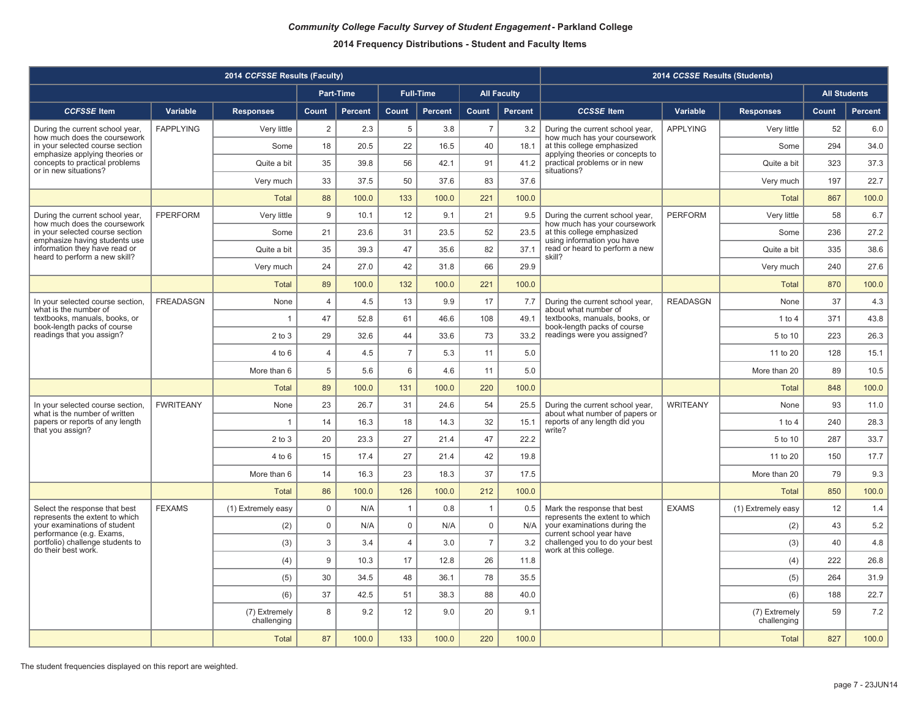***Community College Faculty Survey of Student Engagement* - Parkland College**

**2014 Frequency Distributions - Student and Faculty Items**

| 2014 *CCFSSE* Results (Faculty) | | | | | | | | | 2014 *CCSSE* Results (Students) | | | | |
|---|---|---|---|---|---|---|---|---|---|---|---|---|---|
| | | | Part-Time | | Full-Time | | All Faculty | | | | | All Students | |
| ***CCFSSE* Item** | **Variable** | **Responses** | **Count** | **Percent** | **Count** | **Percent** | **Count** | **Percent** | ***CCSSE* Item** | **Variable** | **Responses** | **Count** | **Percent** |
| During the current school year, how much does the coursework in your selected course section emphasize applying theories or concepts to practical problems or in new situations? | FAPPLYING | Very little | 2 | 2.3 | 5 | 3.8 | 7 | 3.2 | During the current school year, how much has your coursework at this college emphasized applying theories or concepts to practical problems or in new situations? | APPLYING | Very little | 52 | 6.0 |
| | | Some | 18 | 20.5 | 22 | 16.5 | 40 | 18.1 | | | Some | 294 | 34.0 |
| | | Quite a bit | 35 | 39.8 | 56 | 42.1 | 91 | 41.2 | | | Quite a bit | 323 | 37.3 |
| | | Very much | 33 | 37.5 | 50 | 37.6 | 83 | 37.6 | | | Very much | 197 | 22.7 |
| | | Total | 88 | 100.0 | 133 | 100.0 | 221 | 100.0 | | | Total | 867 | 100.0 |
| During the current school year, how much does the coursework in your selected course section emphasize having students use information they have read or heard to perform a new skill? | FPERFORM | Very little | 9 | 10.1 | 12 | 9.1 | 21 | 9.5 | During the current school year, how much has your coursework at this college emphasized using information you have read or heard to perform a new skill? | PERFORM | Very little | 58 | 6.7 |
| | | Some | 21 | 23.6 | 31 | 23.5 | 52 | 23.5 | | | Some | 236 | 27.2 |
| | | Quite a bit | 35 | 39.3 | 47 | 35.6 | 82 | 37.1 | | | Quite a bit | 335 | 38.6 |
| | | Very much | 24 | 27.0 | 42 | 31.8 | 66 | 29.9 | | | Very much | 240 | 27.6 |
| | | Total | 89 | 100.0 | 132 | 100.0 | 221 | 100.0 | | | Total | 870 | 100.0 |
| In your selected course section, what is the number of textbooks, manuals, books, or book-length packs of course readings that you assign? | FREADASGN | None | 4 | 4.5 | 13 | 9.9 | 17 | 7.7 | During the current school year, about what number of textbooks, manuals, books, or book-length packs of course readings were you assigned? | READASGN | None | 37 | 4.3 |
| | | 1 | 47 | 52.8 | 61 | 46.6 | 108 | 49.1 | | | 1 to 4 | 371 | 43.8 |
| | | 2 to 3 | 29 | 32.6 | 44 | 33.6 | 73 | 33.2 | | | 5 to 10 | 223 | 26.3 |
| | | 4 to 6 | 4 | 4.5 | 7 | 5.3 | 11 | 5.0 | | | 11 to 20 | 128 | 15.1 |
| | | More than 6 | 5 | 5.6 | 6 | 4.6 | 11 | 5.0 | | | More than 20 | 89 | 10.5 |
| | | Total | 89 | 100.0 | 131 | 100.0 | 220 | 100.0 | | | Total | 848 | 100.0 |
| In your selected course section, what is the number of written papers or reports of any length that you assign? | FWRITEANY | None | 23 | 26.7 | 31 | 24.6 | 54 | 25.5 | During the current school year, about what number of papers or reports of any length did you write? | WRITEANY | None | 93 | 11.0 |
| | | 1 | 14 | 16.3 | 18 | 14.3 | 32 | 15.1 | | | 1 to 4 | 240 | 28.3 |
| | | 2 to 3 | 20 | 23.3 | 27 | 21.4 | 47 | 22.2 | | | 5 to 10 | 287 | 33.7 |
| | | 4 to 6 | 15 | 17.4 | 27 | 21.4 | 42 | 19.8 | | | 11 to 20 | 150 | 17.7 |
| | | More than 6 | 14 | 16.3 | 23 | 18.3 | 37 | 17.5 | | | More than 20 | 79 | 9.3 |
| | | Total | 86 | 100.0 | 126 | 100.0 | 212 | 100.0 | | | Total | 850 | 100.0 |
| Select the response that best represents the extent to which your examinations of student performance (e.g. Exams, portfolio) challenge students to do their best work. | FEXAMS | (1) Extremely easy | 0 | N/A | 1 | 0.8 | 1 | 0.5 | Mark the response that best represents the extent to which your examinations during the current school year have challenged you to do your best work at this college. | EXAMS | (1) Extremely easy | 12 | 1.4 |
| | | (2) | 0 | N/A | 0 | N/A | 0 | N/A | | | (2) | 43 | 5.2 |
| | | (3) | 3 | 3.4 | 4 | 3.0 | 7 | 3.2 | | | (3) | 40 | 4.8 |
| | | (4) | 9 | 10.3 | 17 | 12.8 | 26 | 11.8 | | | (4) | 222 | 26.8 |
| | | (5) | 30 | 34.5 | 48 | 36.1 | 78 | 35.5 | | | (5) | 264 | 31.9 |
| | | (6) | 37 | 42.5 | 51 | 38.3 | 88 | 40.0 | | | (6) | 188 | 22.7 |
| | | (7) Extremely challenging | 8 | 9.2 | 12 | 9.0 | 20 | 9.1 | | | (7) Extremely challenging | 59 | 7.2 |
| | | Total | 87 | 100.0 | 133 | 100.0 | 220 | 100.0 | | | Total | 827 | 100.0 |

The student frequencies displayed on this report are weighted.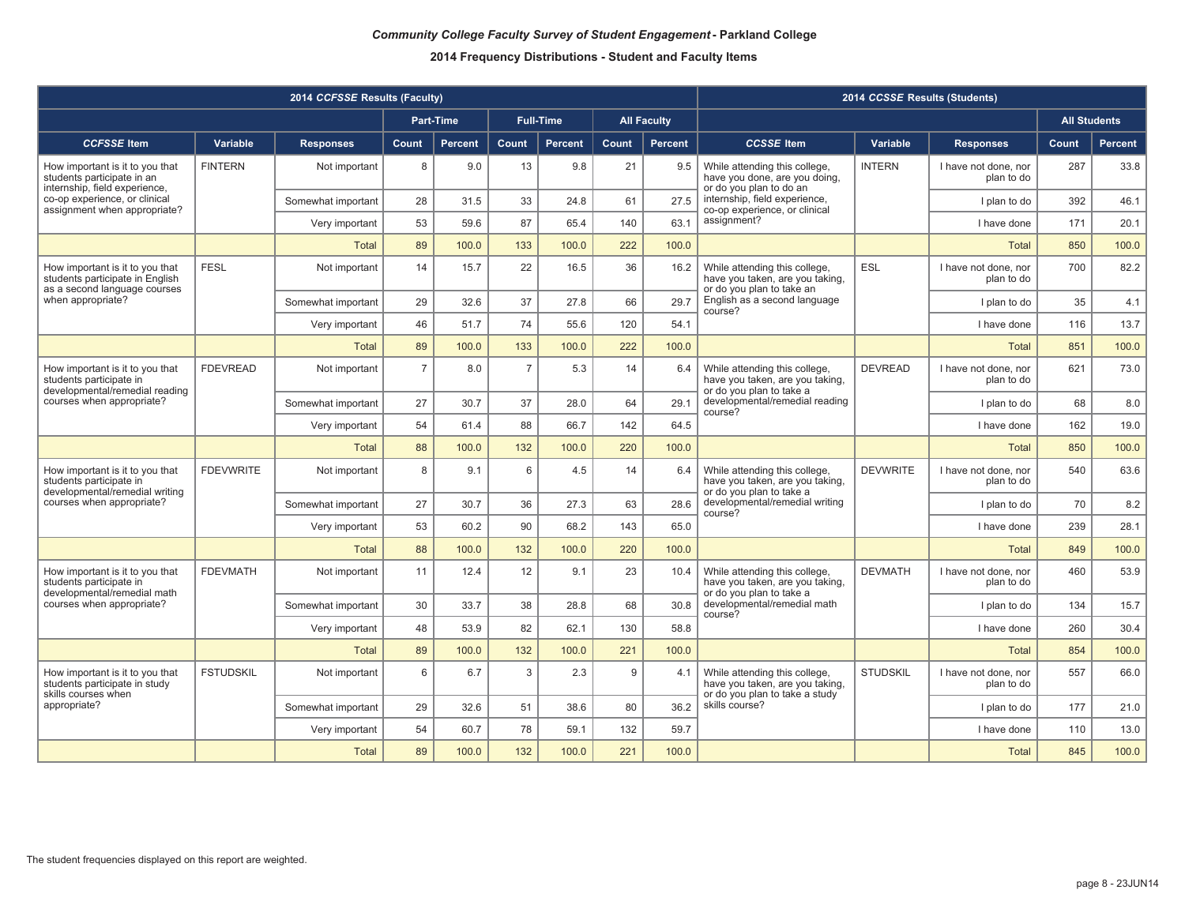***Community College Faculty Survey of Student Engagement* - Parkland College**

**2014 Frequency Distributions - Student and Faculty Items**

| 2014 *CCFSSE* Results (Faculty) | | | | | | | | | 2014 *CCSSE* Results (Students) | | | | |
|---|---|---|---|---|---|---|---|---|---|---|---|---|---|
| | | | Part-Time | | Full-Time | | All Faculty | | | | | All Students | |
| ***CCFSSE* Item** | **Variable** | **Responses** | **Count** | **Percent** | **Count** | **Percent** | **Count** | **Percent** | ***CCSSE* Item** | **Variable** | **Responses** | **Count** | **Percent** |
| How important is it to you that students participate in an internship, field experience, co-op experience, or clinical assignment when appropriate? | FINTERN | Not important | 8 | 9.0 | 13 | 9.8 | 21 | 9.5 | While attending this college, have you done, are you doing, or do you plan to do an internship, field experience, co-op experience, or clinical assignment? | INTERN | I have not done, nor plan to do | 287 | 33.8 |
| | | Somewhat important | 28 | 31.5 | 33 | 24.8 | 61 | 27.5 | | | I plan to do | 392 | 46.1 |
| | | Very important | 53 | 59.6 | 87 | 65.4 | 140 | 63.1 | | | I have done | 171 | 20.1 |
| | | Total | 89 | 100.0 | 133 | 100.0 | 222 | 100.0 | | | Total | 850 | 100.0 |
| How important is it to you that students participate in English as a second language courses when appropriate? | FESL | Not important | 14 | 15.7 | 22 | 16.5 | 36 | 16.2 | While attending this college, have you taken, are you taking, or do you plan to take an English as a second language course? | ESL | I have not done, nor plan to do | 700 | 82.2 |
| | | Somewhat important | 29 | 32.6 | 37 | 27.8 | 66 | 29.7 | | | I plan to do | 35 | 4.1 |
| | | Very important | 46 | 51.7 | 74 | 55.6 | 120 | 54.1 | | | I have done | 116 | 13.7 |
| | | Total | 89 | 100.0 | 133 | 100.0 | 222 | 100.0 | | | Total | 851 | 100.0 |
| How important is it to you that students participate in developmental/remedial reading courses when appropriate? | FDEVREAD | Not important | 7 | 8.0 | 7 | 5.3 | 14 | 6.4 | While attending this college, have you taken, are you taking, or do you plan to take a developmental/remedial reading course? | DEVREAD | I have not done, nor plan to do | 621 | 73.0 |
| | | Somewhat important | 27 | 30.7 | 37 | 28.0 | 64 | 29.1 | | | I plan to do | 68 | 8.0 |
| | | Very important | 54 | 61.4 | 88 | 66.7 | 142 | 64.5 | | | I have done | 162 | 19.0 |
| | | Total | 88 | 100.0 | 132 | 100.0 | 220 | 100.0 | | | Total | 850 | 100.0 |
| How important is it to you that students participate in developmental/remedial writing courses when appropriate? | FDEVWRITE | Not important | 8 | 9.1 | 6 | 4.5 | 14 | 6.4 | While attending this college, have you taken, are you taking, or do you plan to take a developmental/remedial writing course? | DEVWRITE | I have not done, nor plan to do | 540 | 63.6 |
| | | Somewhat important | 27 | 30.7 | 36 | 27.3 | 63 | 28.6 | | | I plan to do | 70 | 8.2 |
| | | Very important | 53 | 60.2 | 90 | 68.2 | 143 | 65.0 | | | I have done | 239 | 28.1 |
| | | Total | 88 | 100.0 | 132 | 100.0 | 220 | 100.0 | | | Total | 849 | 100.0 |
| How important is it to you that students participate in developmental/remedial math courses when appropriate? | FDEVMATH | Not important | 11 | 12.4 | 12 | 9.1 | 23 | 10.4 | While attending this college, have you taken, are you taking, or do you plan to take a developmental/remedial math course? | DEVMATH | I have not done, nor plan to do | 460 | 53.9 |
| | | Somewhat important | 30 | 33.7 | 38 | 28.8 | 68 | 30.8 | | | I plan to do | 134 | 15.7 |
| | | Very important | 48 | 53.9 | 82 | 62.1 | 130 | 58.8 | | | I have done | 260 | 30.4 |
| | | Total | 89 | 100.0 | 132 | 100.0 | 221 | 100.0 | | | Total | 854 | 100.0 |
| How important is it to you that students participate in study skills courses when appropriate? | FSTUDSKIL | Not important | 6 | 6.7 | 3 | 2.3 | 9 | 4.1 | While attending this college, have you taken, are you taking, or do you plan to take a study skills course? | STUDSKIL | I have not done, nor plan to do | 557 | 66.0 |
| | | Somewhat important | 29 | 32.6 | 51 | 38.6 | 80 | 36.2 | | | I plan to do | 177 | 21.0 |
| | | Very important | 54 | 60.7 | 78 | 59.1 | 132 | 59.7 | | | I have done | 110 | 13.0 |
| | | Total | 89 | 100.0 | 132 | 100.0 | 221 | 100.0 | | | Total | 845 | 100.0 |

The student frequencies displayed on this report are weighted.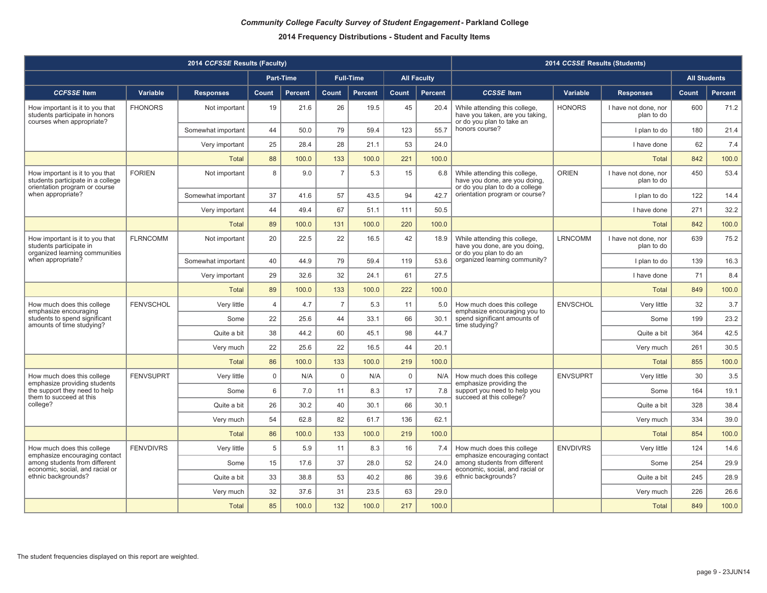**_Community College Faculty Survey of Student Engagement_ - Parkland College**

**2014 Frequency Distributions - Student and Faculty Items**

| 2014 _CCFSSE_ Results (Faculty) | | | | | | | | | 2014 _CCSSE_ Results (Students) | | | | |
|---|---|---|---|---|---|---|---|---|---|---|---|---|---|
| | | | Part-Time | | Full-Time | | All Faculty | | | | | All Students | |
| _CCFSSE_ Item | Variable | Responses | Count | Percent | Count | Percent | Count | Percent | _CCSSE_ Item | Variable | Responses | Count | Percent |
| How important is it to you that students participate in honors courses when appropriate? | FHONORS | Not important | 19 | 21.6 | 26 | 19.5 | 45 | 20.4 | While attending this college, have you taken, are you taking, or do you plan to take an honors course? | HONORS | I have not done, nor plan to do | 600 | 71.2 |
| | | Somewhat important | 44 | 50.0 | 79 | 59.4 | 123 | 55.7 | | | I plan to do | 180 | 21.4 |
| | | Very important | 25 | 28.4 | 28 | 21.1 | 53 | 24.0 | | | I have done | 62 | 7.4 |
| | | Total | 88 | 100.0 | 133 | 100.0 | 221 | 100.0 | | | Total | 842 | 100.0 |
| How important is it to you that students participate in a college orientation program or course when appropriate? | FORIEN | Not important | 8 | 9.0 | 7 | 5.3 | 15 | 6.8 | While attending this college, have you done, are you doing, or do you plan to do a college orientation program or course? | ORIEN | I have not done, nor plan to do | 450 | 53.4 |
| | | Somewhat important | 37 | 41.6 | 57 | 43.5 | 94 | 42.7 | | | I plan to do | 122 | 14.4 |
| | | Very important | 44 | 49.4 | 67 | 51.1 | 111 | 50.5 | | | I have done | 271 | 32.2 |
| | | Total | 89 | 100.0 | 131 | 100.0 | 220 | 100.0 | | | Total | 842 | 100.0 |
| How important is it to you that students participate in organized learning communities when appropriate? | FLRNCOMM | Not important | 20 | 22.5 | 22 | 16.5 | 42 | 18.9 | While attending this college, have you done, are you doing, or do you plan to do an organized learning community? | LRNCOMM | I have not done, nor plan to do | 639 | 75.2 |
| | | Somewhat important | 40 | 44.9 | 79 | 59.4 | 119 | 53.6 | | | I plan to do | 139 | 16.3 |
| | | Very important | 29 | 32.6 | 32 | 24.1 | 61 | 27.5 | | | I have done | 71 | 8.4 |
| | | Total | 89 | 100.0 | 133 | 100.0 | 222 | 100.0 | | | Total | 849 | 100.0 |
| How much does this college emphasize encouraging students to spend significant amounts of time studying? | FENVSCHOL | Very little | 4 | 4.7 | 7 | 5.3 | 11 | 5.0 | How much does this college emphasize encouraging you to spend significant amounts of time studying? | ENVSCHOL | Very little | 32 | 3.7 |
| | | Some | 22 | 25.6 | 44 | 33.1 | 66 | 30.1 | | | Some | 199 | 23.2 |
| | | Quite a bit | 38 | 44.2 | 60 | 45.1 | 98 | 44.7 | | | Quite a bit | 364 | 42.5 |
| | | Very much | 22 | 25.6 | 22 | 16.5 | 44 | 20.1 | | | Very much | 261 | 30.5 |
| | | Total | 86 | 100.0 | 133 | 100.0 | 219 | 100.0 | | | Total | 855 | 100.0 |
| How much does this college emphasize providing students the support they need to help them to succeed at this college? | FENVSUPRT | Very little | 0 | N/A | 0 | N/A | 0 | N/A | How much does this college emphasize providing the support you need to help you succeed at this college? | ENVSUPRT | Very little | 30 | 3.5 |
| | | Some | 6 | 7.0 | 11 | 8.3 | 17 | 7.8 | | | Some | 164 | 19.1 |
| | | Quite a bit | 26 | 30.2 | 40 | 30.1 | 66 | 30.1 | | | Quite a bit | 328 | 38.4 |
| | | Very much | 54 | 62.8 | 82 | 61.7 | 136 | 62.1 | | | Very much | 334 | 39.0 |
| | | Total | 86 | 100.0 | 133 | 100.0 | 219 | 100.0 | | | Total | 854 | 100.0 |
| How much does this college emphasize encouraging contact among students from different economic, social, and racial or ethnic backgrounds? | FENVDIVRS | Very little | 5 | 5.9 | 11 | 8.3 | 16 | 7.4 | How much does this college emphasize encouraging contact among students from different economic, social, and racial or ethnic backgrounds? | ENVDIVRS | Very little | 124 | 14.6 |
| | | Some | 15 | 17.6 | 37 | 28.0 | 52 | 24.0 | | | Some | 254 | 29.9 |
| | | Quite a bit | 33 | 38.8 | 53 | 40.2 | 86 | 39.6 | | | Quite a bit | 245 | 28.9 |
| | | Very much | 32 | 37.6 | 31 | 23.5 | 63 | 29.0 | | | Very much | 226 | 26.6 |
| | | Total | 85 | 100.0 | 132 | 100.0 | 217 | 100.0 | | | Total | 849 | 100.0 |

The student frequencies displayed on this report are weighted.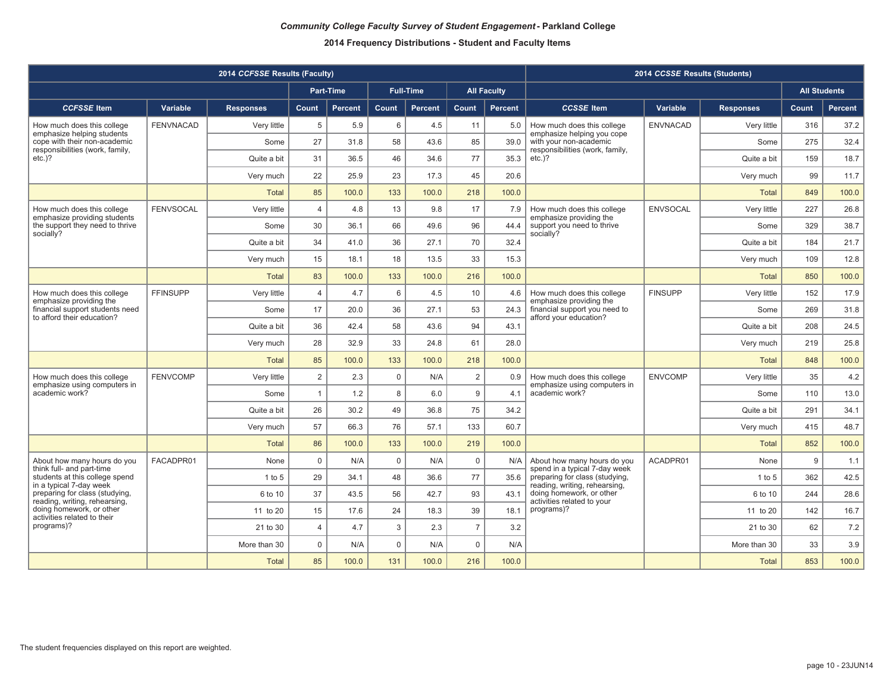***Community College Faculty Survey of Student Engagement* - Parkland College**

**2014 Frequency Distributions - Student and Faculty Items**

| 2014 *CCFSSE* Results (Faculty) | | | | | | | | | 2014 *CCSSE* Results (Students) | | | | |
|---|---|---|---|---|---|---|---|---|---|---|---|---|---|
| | | | Part-Time | | Full-Time | | All Faculty | | | | | All Students | |
| *CCFSSE* Item | Variable | Responses | Count | Percent | Count | Percent | Count | Percent | *CCSSE* Item | Variable | Responses | Count | Percent |
| How much does this college emphasize helping students cope with their non-academic responsibilities (work, family, etc.)? | FENVNACAD | Very little | 5 | 5.9 | 6 | 4.5 | 11 | 5.0 | How much does this college emphasize helping you cope with your non-academic responsibilities (work, family, etc.)? | ENVNACAD | Very little | 316 | 37.2 |
| | | Some | 27 | 31.8 | 58 | 43.6 | 85 | 39.0 | | | Some | 275 | 32.4 |
| | | Quite a bit | 31 | 36.5 | 46 | 34.6 | 77 | 35.3 | | | Quite a bit | 159 | 18.7 |
| | | Very much | 22 | 25.9 | 23 | 17.3 | 45 | 20.6 | | | Very much | 99 | 11.7 |
| | | Total | 85 | 100.0 | 133 | 100.0 | 218 | 100.0 | | | Total | 849 | 100.0 |
| How much does this college emphasize providing students the support they need to thrive socially? | FENVSOCAL | Very little | 4 | 4.8 | 13 | 9.8 | 17 | 7.9 | How much does this college emphasize providing the support you need to thrive socially? | ENVSOCAL | Very little | 227 | 26.8 |
| | | Some | 30 | 36.1 | 66 | 49.6 | 96 | 44.4 | | | Some | 329 | 38.7 |
| | | Quite a bit | 34 | 41.0 | 36 | 27.1 | 70 | 32.4 | | | Quite a bit | 184 | 21.7 |
| | | Very much | 15 | 18.1 | 18 | 13.5 | 33 | 15.3 | | | Very much | 109 | 12.8 |
| | | Total | 83 | 100.0 | 133 | 100.0 | 216 | 100.0 | | | Total | 850 | 100.0 |
| How much does this college emphasize providing the financial support students need to afford their education? | FFINSUPP | Very little | 4 | 4.7 | 6 | 4.5 | 10 | 4.6 | How much does this college emphasize providing the financial support you need to afford your education? | FINSUPP | Very little | 152 | 17.9 |
| | | Some | 17 | 20.0 | 36 | 27.1 | 53 | 24.3 | | | Some | 269 | 31.8 |
| | | Quite a bit | 36 | 42.4 | 58 | 43.6 | 94 | 43.1 | | | Quite a bit | 208 | 24.5 |
| | | Very much | 28 | 32.9 | 33 | 24.8 | 61 | 28.0 | | | Very much | 219 | 25.8 |
| | | Total | 85 | 100.0 | 133 | 100.0 | 218 | 100.0 | | | Total | 848 | 100.0 |
| How much does this college emphasize using computers in academic work? | FENVCOMP | Very little | 2 | 2.3 | 0 | N/A | 2 | 0.9 | How much does this college emphasize using computers in academic work? | ENVCOMP | Very little | 35 | 4.2 |
| | | Some | 1 | 1.2 | 8 | 6.0 | 9 | 4.1 | | | Some | 110 | 13.0 |
| | | Quite a bit | 26 | 30.2 | 49 | 36.8 | 75 | 34.2 | | | Quite a bit | 291 | 34.1 |
| | | Very much | 57 | 66.3 | 76 | 57.1 | 133 | 60.7 | | | Very much | 415 | 48.7 |
| | | Total | 86 | 100.0 | 133 | 100.0 | 219 | 100.0 | | | Total | 852 | 100.0 |
| About how many hours do you think full- and part-time students at this college spend in a typical 7-day week preparing for class (studying, reading, writing, rehearsing, doing homework, or other activities related to their programs)? | FACADPR01 | None | 0 | N/A | 0 | N/A | 0 | N/A | About how many hours do you spend in a typical 7-day week preparing for class (studying, reading, writing, rehearsing, doing homework, or other activities related to your programs)? | ACADPR01 | None | 9 | 1.1 |
| | | 1 to 5 | 29 | 34.1 | 48 | 36.6 | 77 | 35.6 | | | 1 to 5 | 362 | 42.5 |
| | | 6 to 10 | 37 | 43.5 | 56 | 42.7 | 93 | 43.1 | | | 6 to 10 | 244 | 28.6 |
| | | 11 to 20 | 15 | 17.6 | 24 | 18.3 | 39 | 18.1 | | | 11 to 20 | 142 | 16.7 |
| | | 21 to 30 | 4 | 4.7 | 3 | 2.3 | 7 | 3.2 | | | 21 to 30 | 62 | 7.2 |
| | | More than 30 | 0 | N/A | 0 | N/A | 0 | N/A | | | More than 30 | 33 | 3.9 |
| | | Total | 85 | 100.0 | 131 | 100.0 | 216 | 100.0 | | | Total | 853 | 100.0 |

The student frequencies displayed on this report are weighted.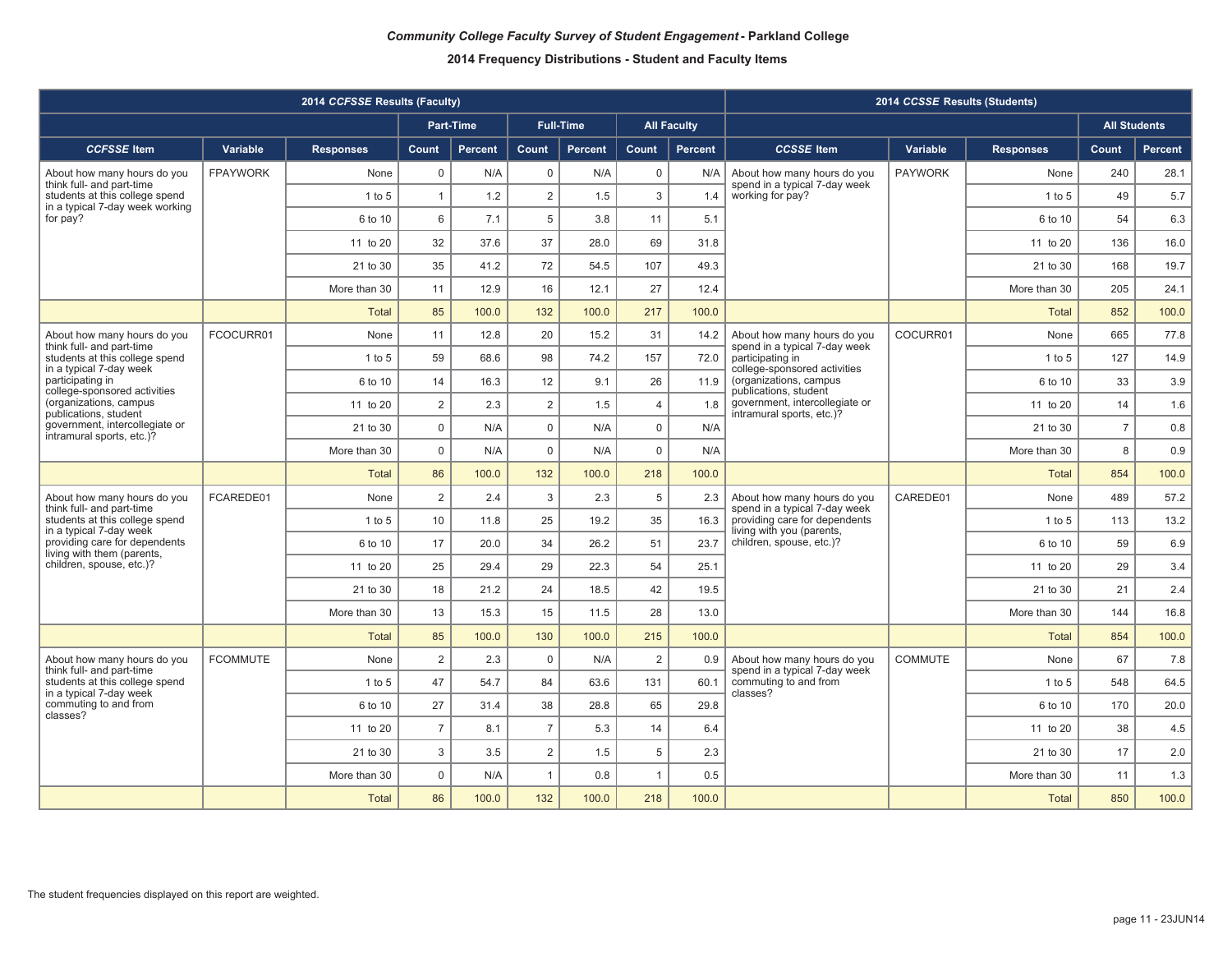***Community College Faculty Survey of Student Engagement* - Parkland College**

**2014 Frequency Distributions - Student and Faculty Items**

| 2014 *CCFSSE* Results (Faculty) | | | | | | | | | 2014 *CCSSE* Results (Students) | | | | |
|---|---|---|---|---|---|---|---|---|---|---|---|---|---|
| | | | Part-Time | | Full-Time | | All Faculty | | | | | All Students | |
| ***CCFSSE* Item** | **Variable** | **Responses** | **Count** | **Percent** | **Count** | **Percent** | **Count** | **Percent** | ***CCSSE* Item** | **Variable** | **Responses** | **Count** | **Percent** |
| About how many hours do you think full- and part-time students at this college spend in a typical 7-day week working for pay? | FPAYWORK | None | 0 | N/A | 0 | N/A | 0 | N/A | About how many hours do you spend in a typical 7-day week working for pay? | PAYWORK | None | 240 | 28.1 |
| | | 1 to 5 | 1 | 1.2 | 2 | 1.5 | 3 | 1.4 | | | 1 to 5 | 49 | 5.7 |
| | | 6 to 10 | 6 | 7.1 | 5 | 3.8 | 11 | 5.1 | | | 6 to 10 | 54 | 6.3 |
| | | 11 to 20 | 32 | 37.6 | 37 | 28.0 | 69 | 31.8 | | | 11 to 20 | 136 | 16.0 |
| | | 21 to 30 | 35 | 41.2 | 72 | 54.5 | 107 | 49.3 | | | 21 to 30 | 168 | 19.7 |
| | | More than 30 | 11 | 12.9 | 16 | 12.1 | 27 | 12.4 | | | More than 30 | 205 | 24.1 |
| | | Total | 85 | 100.0 | 132 | 100.0 | 217 | 100.0 | | | Total | 852 | 100.0 |
| About how many hours do you think full- and part-time students at this college spend in a typical 7-day week participating in college-sponsored activities (organizations, campus publications, student government, intercollegiate or intramural sports, etc.)? | FCOCURR01 | None | 11 | 12.8 | 20 | 15.2 | 31 | 14.2 | About how many hours do you spend in a typical 7-day week participating in college-sponsored activities (organizations, campus publications, student government, intercollegiate or intramural sports, etc.)? | COCURR01 | None | 665 | 77.8 |
| | | 1 to 5 | 59 | 68.6 | 98 | 74.2 | 157 | 72.0 | | | 1 to 5 | 127 | 14.9 |
| | | 6 to 10 | 14 | 16.3 | 12 | 9.1 | 26 | 11.9 | | | 6 to 10 | 33 | 3.9 |
| | | 11 to 20 | 2 | 2.3 | 2 | 1.5 | 4 | 1.8 | | | 11 to 20 | 14 | 1.6 |
| | | 21 to 30 | 0 | N/A | 0 | N/A | 0 | N/A | | | 21 to 30 | 7 | 0.8 |
| | | More than 30 | 0 | N/A | 0 | N/A | 0 | N/A | | | More than 30 | 8 | 0.9 |
| | | Total | 86 | 100.0 | 132 | 100.0 | 218 | 100.0 | | | Total | 854 | 100.0 |
| About how many hours do you think full- and part-time students at this college spend in a typical 7-day week providing care for dependents living with them (parents, children, spouse, etc.)? | FCAREDE01 | None | 2 | 2.4 | 3 | 2.3 | 5 | 2.3 | About how many hours do you spend in a typical 7-day week providing care for dependents living with you (parents, children, spouse, etc.)? | CAREDE01 | None | 489 | 57.2 |
| | | 1 to 5 | 10 | 11.8 | 25 | 19.2 | 35 | 16.3 | | | 1 to 5 | 113 | 13.2 |
| | | 6 to 10 | 17 | 20.0 | 34 | 26.2 | 51 | 23.7 | | | 6 to 10 | 59 | 6.9 |
| | | 11 to 20 | 25 | 29.4 | 29 | 22.3 | 54 | 25.1 | | | 11 to 20 | 29 | 3.4 |
| | | 21 to 30 | 18 | 21.2 | 24 | 18.5 | 42 | 19.5 | | | 21 to 30 | 21 | 2.4 |
| | | More than 30 | 13 | 15.3 | 15 | 11.5 | 28 | 13.0 | | | More than 30 | 144 | 16.8 |
| | | Total | 85 | 100.0 | 130 | 100.0 | 215 | 100.0 | | | Total | 854 | 100.0 |
| About how many hours do you think full- and part-time students at this college spend in a typical 7-day week commuting to and from classes? | FCOMMUTE | None | 2 | 2.3 | 0 | N/A | 2 | 0.9 | About how many hours do you spend in a typical 7-day week commuting to and from classes? | COMMUTE | None | 67 | 7.8 |
| | | 1 to 5 | 47 | 54.7 | 84 | 63.6 | 131 | 60.1 | | | 1 to 5 | 548 | 64.5 |
| | | 6 to 10 | 27 | 31.4 | 38 | 28.8 | 65 | 29.8 | | | 6 to 10 | 170 | 20.0 |
| | | 11 to 20 | 7 | 8.1 | 7 | 5.3 | 14 | 6.4 | | | 11 to 20 | 38 | 4.5 |
| | | 21 to 30 | 3 | 3.5 | 2 | 1.5 | 5 | 2.3 | | | 21 to 30 | 17 | 2.0 |
| | | More than 30 | 0 | N/A | 1 | 0.8 | 1 | 0.5 | | | More than 30 | 11 | 1.3 |
| | | Total | 86 | 100.0 | 132 | 100.0 | 218 | 100.0 | | | Total | 850 | 100.0 |

The student frequencies displayed on this report are weighted.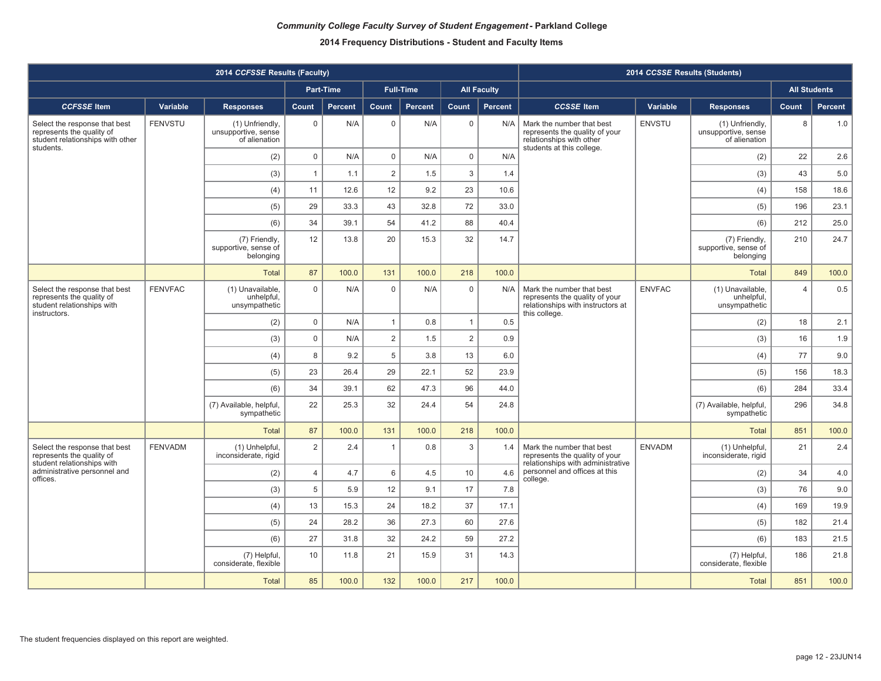***Community College Faculty Survey of Student Engagement* - Parkland College**

**2014 Frequency Distributions - Student and Faculty Items**

| 2014 *CCFSSE* Results (Faculty) | | | | | | | | | 2014 *CCSSE* Results (Students) | | | | |
|---|---|---|---|---|---|---|---|---|---|---|---|---|---|
| | | | Part-Time | | Full-Time | | All Faculty | | | | | All Students | |
| ***CCFSSE* Item** | **Variable** | **Responses** | **Count** | **Percent** | **Count** | **Percent** | **Count** | **Percent** | ***CCSSE* Item** | **Variable** | **Responses** | **Count** | **Percent** |
| Select the response that best represents the quality of student relationships with other students. | FENVSTU | (1) Unfriendly, unsupportive, sense of alienation | 0 | N/A | 0 | N/A | 0 | N/A | Mark the number that best represents the quality of your relationships with other students at this college. | ENVSTU | (1) Unfriendly, unsupportive, sense of alienation | 8 | 1.0 |
| | | (2) | 0 | N/A | 0 | N/A | 0 | N/A | | | (2) | 22 | 2.6 |
| | | (3) | 1 | 1.1 | 2 | 1.5 | 3 | 1.4 | | | (3) | 43 | 5.0 |
| | | (4) | 11 | 12.6 | 12 | 9.2 | 23 | 10.6 | | | (4) | 158 | 18.6 |
| | | (5) | 29 | 33.3 | 43 | 32.8 | 72 | 33.0 | | | (5) | 196 | 23.1 |
| | | (6) | 34 | 39.1 | 54 | 41.2 | 88 | 40.4 | | | (6) | 212 | 25.0 |
| | | (7) Friendly, supportive, sense of belonging | 12 | 13.8 | 20 | 15.3 | 32 | 14.7 | | | (7) Friendly, supportive, sense of belonging | 210 | 24.7 |
| | | Total | 87 | 100.0 | 131 | 100.0 | 218 | 100.0 | | | Total | 849 | 100.0 |
| Select the response that best represents the quality of student relationships with instructors. | FENVFAC | (1) Unavailable, unhelpful, unsympathetic | 0 | N/A | 0 | N/A | 0 | N/A | Mark the number that best represents the quality of your relationships with instructors at this college. | ENVFAC | (1) Unavailable, unhelpful, unsympathetic | 4 | 0.5 |
| | | (2) | 0 | N/A | 1 | 0.8 | 1 | 0.5 | | | (2) | 18 | 2.1 |
| | | (3) | 0 | N/A | 2 | 1.5 | 2 | 0.9 | | | (3) | 16 | 1.9 |
| | | (4) | 8 | 9.2 | 5 | 3.8 | 13 | 6.0 | | | (4) | 77 | 9.0 |
| | | (5) | 23 | 26.4 | 29 | 22.1 | 52 | 23.9 | | | (5) | 156 | 18.3 |
| | | (6) | 34 | 39.1 | 62 | 47.3 | 96 | 44.0 | | | (6) | 284 | 33.4 |
| | | (7) Available, helpful, sympathetic | 22 | 25.3 | 32 | 24.4 | 54 | 24.8 | | | (7) Available, helpful, sympathetic | 296 | 34.8 |
| | | Total | 87 | 100.0 | 131 | 100.0 | 218 | 100.0 | | | Total | 851 | 100.0 |
| Select the response that best represents the quality of student relationships with administrative personnel and offices. | FENVADM | (1) Unhelpful, inconsiderate, rigid | 2 | 2.4 | 1 | 0.8 | 3 | 1.4 | Mark the number that best represents the quality of your relationships with administrative personnel and offices at this college. | ENVADM | (1) Unhelpful, inconsiderate, rigid | 21 | 2.4 |
| | | (2) | 4 | 4.7 | 6 | 4.5 | 10 | 4.6 | | | (2) | 34 | 4.0 |
| | | (3) | 5 | 5.9 | 12 | 9.1 | 17 | 7.8 | | | (3) | 76 | 9.0 |
| | | (4) | 13 | 15.3 | 24 | 18.2 | 37 | 17.1 | | | (4) | 169 | 19.9 |
| | | (5) | 24 | 28.2 | 36 | 27.3 | 60 | 27.6 | | | (5) | 182 | 21.4 |
| | | (6) | 27 | 31.8 | 32 | 24.2 | 59 | 27.2 | | | (6) | 183 | 21.5 |
| | | (7) Helpful, considerate, flexible | 10 | 11.8 | 21 | 15.9 | 31 | 14.3 | | | (7) Helpful, considerate, flexible | 186 | 21.8 |
| | | Total | 85 | 100.0 | 132 | 100.0 | 217 | 100.0 | | | Total | 851 | 100.0 |

The student frequencies displayed on this report are weighted.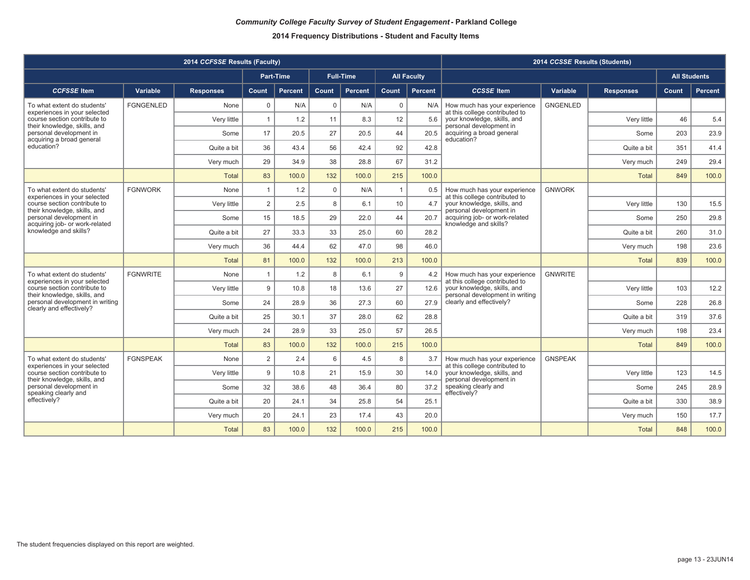***Community College Faculty Survey of Student Engagement* - Parkland College**

**2014 Frequency Distributions - Student and Faculty Items**

| 2014 *CCFSSE* Results (Faculty) | | | | | | | | | 2014 *CCSSE* Results (Students) | | | | |
|---|---|---|---|---|---|---|---|---|---|---|---|---|---|
| | | | Part-Time | | Full-Time | | All Faculty | | | | | All Students | |
| ***CCFSSE* Item** | **Variable** | **Responses** | **Count** | **Percent** | **Count** | **Percent** | **Count** | **Percent** | ***CCSSE* Item** | **Variable** | **Responses** | **Count** | **Percent** |
| To what extent do students' experiences in your selected course section contribute to their knowledge, skills, and personal development in acquiring a broad general education? | FGNGENLED | None | 0 | N/A | 0 | N/A | 0 | N/A | How much has your experience at this college contributed to your knowledge, skills, and personal development in acquiring a broad general education? | GNGENLED | | | |
| | | Very little | 1 | 1.2 | 11 | 8.3 | 12 | 5.6 | | | Very little | 46 | 5.4 |
| | | Some | 17 | 20.5 | 27 | 20.5 | 44 | 20.5 | | | Some | 203 | 23.9 |
| | | Quite a bit | 36 | 43.4 | 56 | 42.4 | 92 | 42.8 | | | Quite a bit | 351 | 41.4 |
| | | Very much | 29 | 34.9 | 38 | 28.8 | 67 | 31.2 | | | Very much | 249 | 29.4 |
| | | Total | 83 | 100.0 | 132 | 100.0 | 215 | 100.0 | | | Total | 849 | 100.0 |
| To what extent do students' experiences in your selected course section contribute to their knowledge, skills, and personal development in acquiring job- or work-related knowledge and skills? | FGNWORK | None | 1 | 1.2 | 0 | N/A | 1 | 0.5 | How much has your experience at this college contributed to your knowledge, skills, and personal development in acquiring job- or work-related knowledge and skills? | GNWORK | | | |
| | | Very little | 2 | 2.5 | 8 | 6.1 | 10 | 4.7 | | | Very little | 130 | 15.5 |
| | | Some | 15 | 18.5 | 29 | 22.0 | 44 | 20.7 | | | Some | 250 | 29.8 |
| | | Quite a bit | 27 | 33.3 | 33 | 25.0 | 60 | 28.2 | | | Quite a bit | 260 | 31.0 |
| | | Very much | 36 | 44.4 | 62 | 47.0 | 98 | 46.0 | | | Very much | 198 | 23.6 |
| | | Total | 81 | 100.0 | 132 | 100.0 | 213 | 100.0 | | | Total | 839 | 100.0 |
| To what extent do students' experiences in your selected course section contribute to their knowledge, skills, and personal development in writing clearly and effectively? | FGNWRITE | None | 1 | 1.2 | 8 | 6.1 | 9 | 4.2 | How much has your experience at this college contributed to your knowledge, skills, and personal development in writing clearly and effectively? | GNWRITE | | | |
| | | Very little | 9 | 10.8 | 18 | 13.6 | 27 | 12.6 | | | Very little | 103 | 12.2 |
| | | Some | 24 | 28.9 | 36 | 27.3 | 60 | 27.9 | | | Some | 228 | 26.8 |
| | | Quite a bit | 25 | 30.1 | 37 | 28.0 | 62 | 28.8 | | | Quite a bit | 319 | 37.6 |
| | | Very much | 24 | 28.9 | 33 | 25.0 | 57 | 26.5 | | | Very much | 198 | 23.4 |
| | | Total | 83 | 100.0 | 132 | 100.0 | 215 | 100.0 | | | Total | 849 | 100.0 |
| To what extent do students' experiences in your selected course section contribute to their knowledge, skills, and personal development in speaking clearly and effectively? | FGNSPEAK | None | 2 | 2.4 | 6 | 4.5 | 8 | 3.7 | How much has your experience at this college contributed to your knowledge, skills, and personal development in speaking clearly and effectively? | GNSPEAK | | | |
| | | Very little | 9 | 10.8 | 21 | 15.9 | 30 | 14.0 | | | Very little | 123 | 14.5 |
| | | Some | 32 | 38.6 | 48 | 36.4 | 80 | 37.2 | | | Some | 245 | 28.9 |
| | | Quite a bit | 20 | 24.1 | 34 | 25.8 | 54 | 25.1 | | | Quite a bit | 330 | 38.9 |
| | | Very much | 20 | 24.1 | 23 | 17.4 | 43 | 20.0 | | | Very much | 150 | 17.7 |
| | | Total | 83 | 100.0 | 132 | 100.0 | 215 | 100.0 | | | Total | 848 | 100.0 |

The student frequencies displayed on this report are weighted.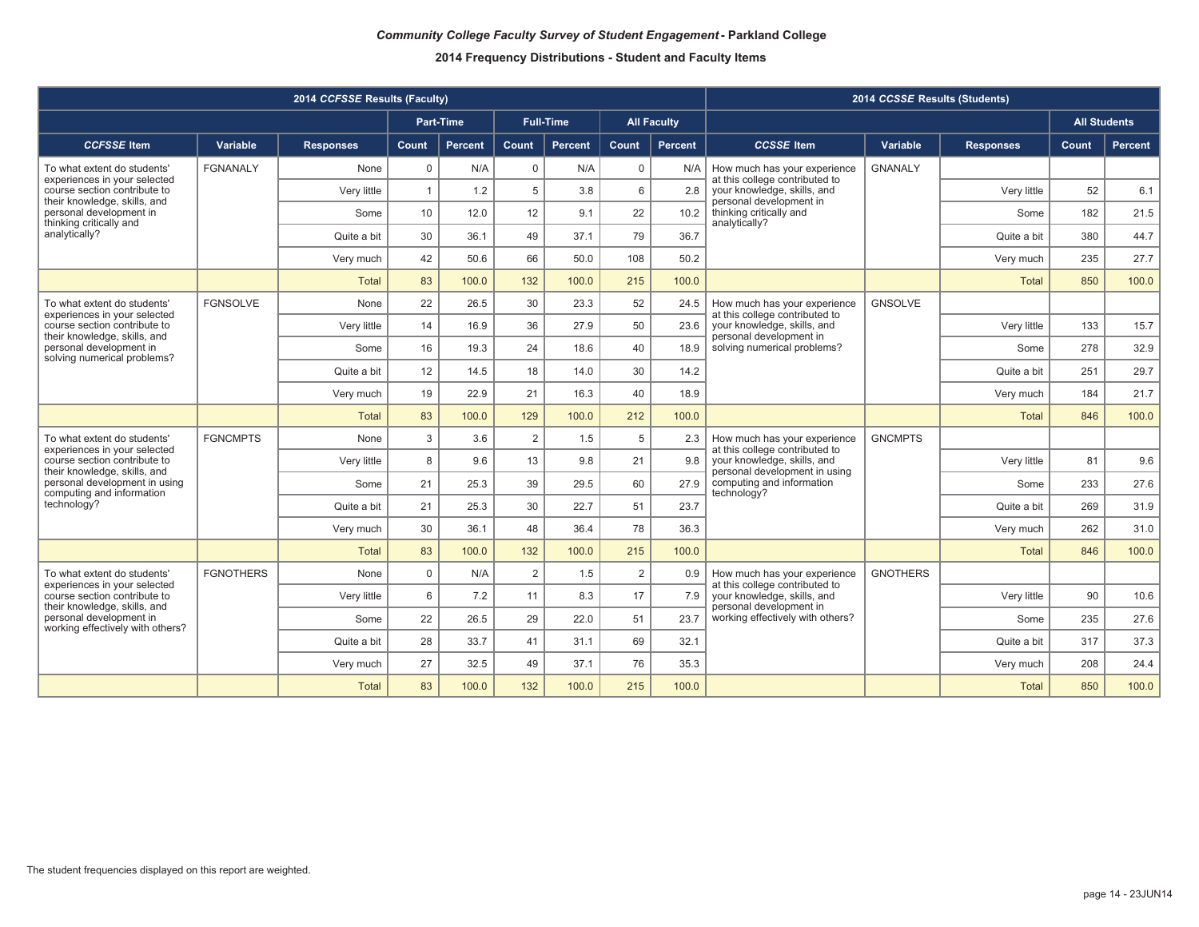***Community College Faculty Survey of Student Engagement* - Parkland College**

**2014 Frequency Distributions - Student and Faculty Items**

| 2014 *CCFSSE* Results (Faculty) | | | | | | | | | 2014 *CCSSE* Results (Students) | | | | |
|---|---|---|---|---|---|---|---|---|---|---|---|---|---|
| | | | Part-Time | | Full-Time | | All Faculty | | | | | All Students | |
| *CCFSSE* Item | Variable | Responses | Count | Percent | Count | Percent | Count | Percent | *CCSSE* Item | Variable | Responses | Count | Percent |
| To what extent do students' experiences in your selected course section contribute to their knowledge, skills, and personal development in thinking critically and analytically? | FGNANALY | None | 0 | N/A | 0 | N/A | 0 | N/A | How much has your experience at this college contributed to your knowledge, skills, and personal development in thinking critically and analytically? | GNANALY | | | |
| | | Very little | 1 | 1.2 | 5 | 3.8 | 6 | 2.8 | | | Very little | 52 | 6.1 |
| | | Some | 10 | 12.0 | 12 | 9.1 | 22 | 10.2 | | | Some | 182 | 21.5 |
| | | Quite a bit | 30 | 36.1 | 49 | 37.1 | 79 | 36.7 | | | Quite a bit | 380 | 44.7 |
| | | Very much | 42 | 50.6 | 66 | 50.0 | 108 | 50.2 | | | Very much | 235 | 27.7 |
| | | Total | 83 | 100.0 | 132 | 100.0 | 215 | 100.0 | | | Total | 850 | 100.0 |
| To what extent do students' experiences in your selected course section contribute to their knowledge, skills, and personal development in solving numerical problems? | FGNSOLVE | None | 22 | 26.5 | 30 | 23.3 | 52 | 24.5 | How much has your experience at this college contributed to your knowledge, skills, and personal development in solving numerical problems? | GNSOLVE | | | |
| | | Very little | 14 | 16.9 | 36 | 27.9 | 50 | 23.6 | | | Very little | 133 | 15.7 |
| | | Some | 16 | 19.3 | 24 | 18.6 | 40 | 18.9 | | | Some | 278 | 32.9 |
| | | Quite a bit | 12 | 14.5 | 18 | 14.0 | 30 | 14.2 | | | Quite a bit | 251 | 29.7 |
| | | Very much | 19 | 22.9 | 21 | 16.3 | 40 | 18.9 | | | Very much | 184 | 21.7 |
| | | Total | 83 | 100.0 | 129 | 100.0 | 212 | 100.0 | | | Total | 846 | 100.0 |
| To what extent do students' experiences in your selected course section contribute to their knowledge, skills, and personal development in using computing and information technology? | FGNCMPTS | None | 3 | 3.6 | 2 | 1.5 | 5 | 2.3 | How much has your experience at this college contributed to your knowledge, skills, and personal development in using computing and information technology? | GNCMPTS | | | |
| | | Very little | 8 | 9.6 | 13 | 9.8 | 21 | 9.8 | | | Very little | 81 | 9.6 |
| | | Some | 21 | 25.3 | 39 | 29.5 | 60 | 27.9 | | | Some | 233 | 27.6 |
| | | Quite a bit | 21 | 25.3 | 30 | 22.7 | 51 | 23.7 | | | Quite a bit | 269 | 31.9 |
| | | Very much | 30 | 36.1 | 48 | 36.4 | 78 | 36.3 | | | Very much | 262 | 31.0 |
| | | Total | 83 | 100.0 | 132 | 100.0 | 215 | 100.0 | | | Total | 846 | 100.0 |
| To what extent do students' experiences in your selected course section contribute to their knowledge, skills, and personal development in working effectively with others? | FGNOTHERS | None | 0 | N/A | 2 | 1.5 | 2 | 0.9 | How much has your experience at this college contributed to your knowledge, skills, and personal development in working effectively with others? | GNOTHERS | | | |
| | | Very little | 6 | 7.2 | 11 | 8.3 | 17 | 7.9 | | | Very little | 90 | 10.6 |
| | | Some | 22 | 26.5 | 29 | 22.0 | 51 | 23.7 | | | Some | 235 | 27.6 |
| | | Quite a bit | 28 | 33.7 | 41 | 31.1 | 69 | 32.1 | | | Quite a bit | 317 | 37.3 |
| | | Very much | 27 | 32.5 | 49 | 37.1 | 76 | 35.3 | | | Very much | 208 | 24.4 |
| | | Total | 83 | 100.0 | 132 | 100.0 | 215 | 100.0 | | | Total | 850 | 100.0 |

The student frequencies displayed on this report are weighted.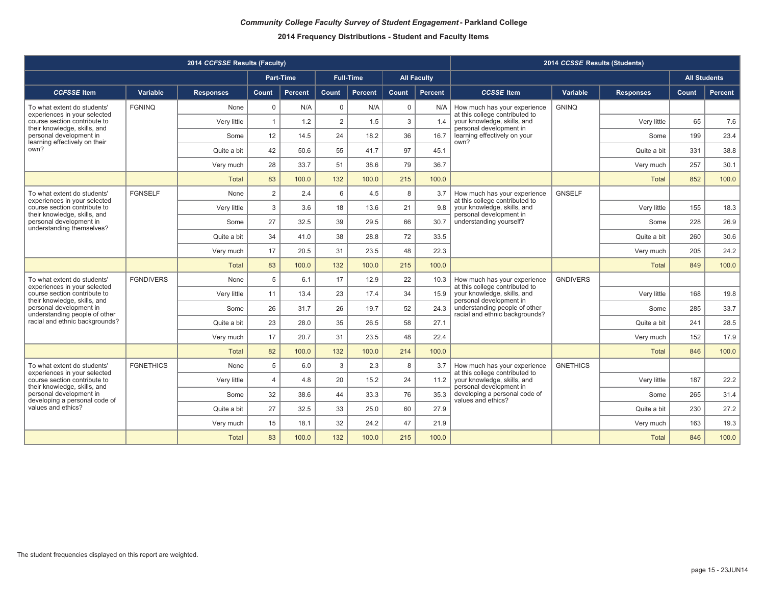**_Community College Faculty Survey of Student Engagement_ - Parkland College**

**2014 Frequency Distributions - Student and Faculty Items**

| 2014 *CCFSSE* Results (Faculty) | | | | | | | | | 2014 *CCSSE* Results (Students) | | | | |
|---|---|---|---|---|---|---|---|---|---|---|---|---|---|
| | | | Part-Time | | Full-Time | | All Faculty | | | | | All Students | |
| ***CCFSSE* Item** | **Variable** | **Responses** | **Count** | **Percent** | **Count** | **Percent** | **Count** | **Percent** | ***CCSSE* Item** | **Variable** | **Responses** | **Count** | **Percent** |
| To what extent do students' experiences in your selected course section contribute to their knowledge, skills, and personal development in learning effectively on their own? | FGNINQ | None | 0 | N/A | 0 | N/A | 0 | N/A | How much has your experience at this college contributed to your knowledge, skills, and personal development in learning effectively on your own? | GNINQ | | | |
| | | Very little | 1 | 1.2 | 2 | 1.5 | 3 | 1.4 | | | Very little | 65 | 7.6 |
| | | Some | 12 | 14.5 | 24 | 18.2 | 36 | 16.7 | | | Some | 199 | 23.4 |
| | | Quite a bit | 42 | 50.6 | 55 | 41.7 | 97 | 45.1 | | | Quite a bit | 331 | 38.8 |
| | | Very much | 28 | 33.7 | 51 | 38.6 | 79 | 36.7 | | | Very much | 257 | 30.1 |
| | | Total | 83 | 100.0 | 132 | 100.0 | 215 | 100.0 | | | Total | 852 | 100.0 |
| To what extent do students' experiences in your selected course section contribute to their knowledge, skills, and personal development in understanding themselves? | FGNSELF | None | 2 | 2.4 | 6 | 4.5 | 8 | 3.7 | How much has your experience at this college contributed to your knowledge, skills, and personal development in understanding yourself? | GNSELF | | | |
| | | Very little | 3 | 3.6 | 18 | 13.6 | 21 | 9.8 | | | Very little | 155 | 18.3 |
| | | Some | 27 | 32.5 | 39 | 29.5 | 66 | 30.7 | | | Some | 228 | 26.9 |
| | | Quite a bit | 34 | 41.0 | 38 | 28.8 | 72 | 33.5 | | | Quite a bit | 260 | 30.6 |
| | | Very much | 17 | 20.5 | 31 | 23.5 | 48 | 22.3 | | | Very much | 205 | 24.2 |
| | | Total | 83 | 100.0 | 132 | 100.0 | 215 | 100.0 | | | Total | 849 | 100.0 |
| To what extent do students' experiences in your selected course section contribute to their knowledge, skills, and personal development in understanding people of other racial and ethnic backgrounds? | FGNDIVERS | None | 5 | 6.1 | 17 | 12.9 | 22 | 10.3 | How much has your experience at this college contributed to your knowledge, skills, and personal development in understanding people of other racial and ethnic backgrounds? | GNDIVERS | | | |
| | | Very little | 11 | 13.4 | 23 | 17.4 | 34 | 15.9 | | | Very little | 168 | 19.8 |
| | | Some | 26 | 31.7 | 26 | 19.7 | 52 | 24.3 | | | Some | 285 | 33.7 |
| | | Quite a bit | 23 | 28.0 | 35 | 26.5 | 58 | 27.1 | | | Quite a bit | 241 | 28.5 |
| | | Very much | 17 | 20.7 | 31 | 23.5 | 48 | 22.4 | | | Very much | 152 | 17.9 |
| | | Total | 82 | 100.0 | 132 | 100.0 | 214 | 100.0 | | | Total | 846 | 100.0 |
| To what extent do students' experiences in your selected course section contribute to their knowledge, skills, and personal development in developing a personal code of values and ethics? | FGNETHICS | None | 5 | 6.0 | 3 | 2.3 | 8 | 3.7 | How much has your experience at this college contributed to your knowledge, skills, and personal development in developing a personal code of values and ethics? | GNETHICS | | | |
| | | Very little | 4 | 4.8 | 20 | 15.2 | 24 | 11.2 | | | Very little | 187 | 22.2 |
| | | Some | 32 | 38.6 | 44 | 33.3 | 76 | 35.3 | | | Some | 265 | 31.4 |
| | | Quite a bit | 27 | 32.5 | 33 | 25.0 | 60 | 27.9 | | | Quite a bit | 230 | 27.2 |
| | | Very much | 15 | 18.1 | 32 | 24.2 | 47 | 21.9 | | | Very much | 163 | 19.3 |
| | | Total | 83 | 100.0 | 132 | 100.0 | 215 | 100.0 | | | Total | 846 | 100.0 |

The student frequencies displayed on this report are weighted.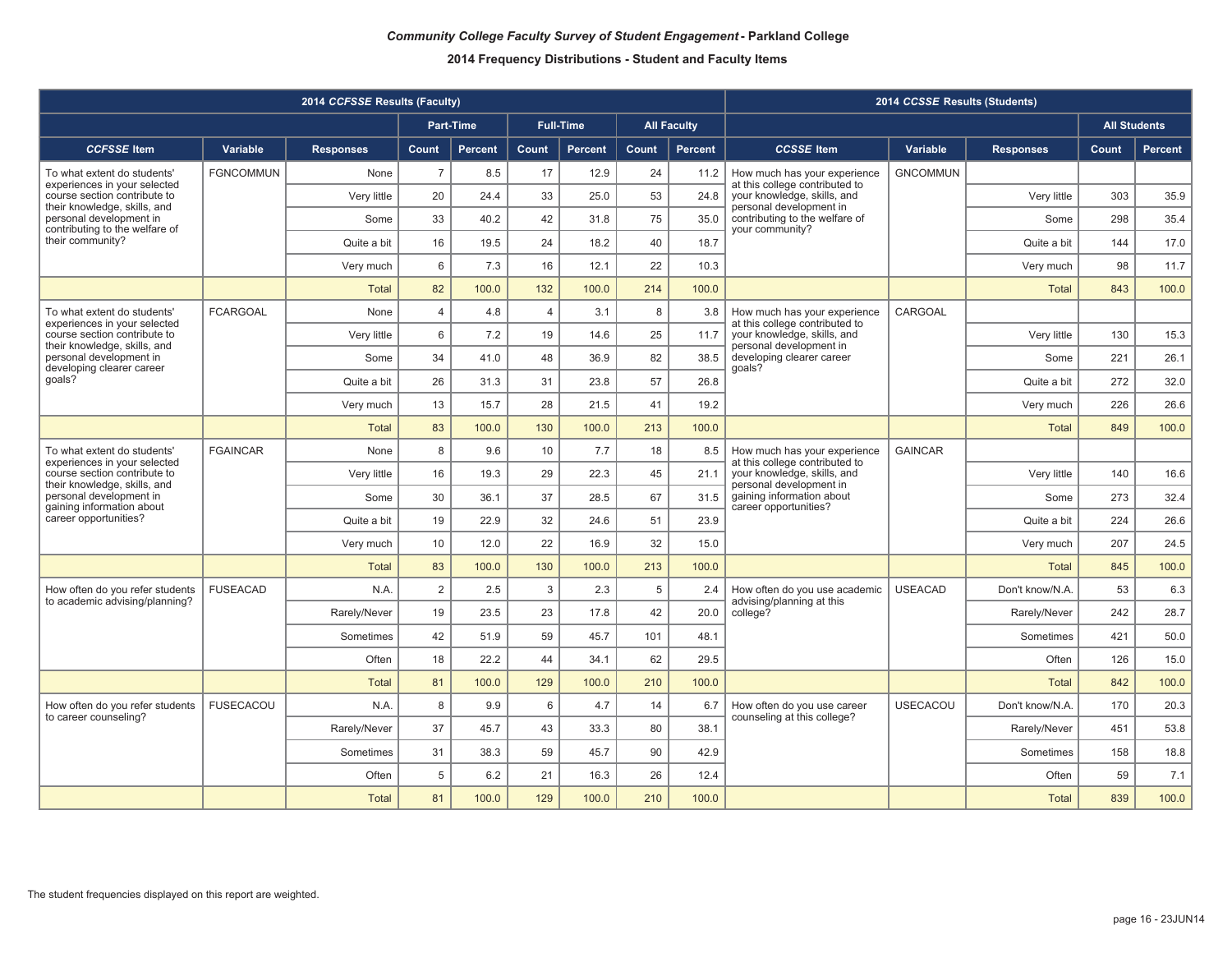***Community College Faculty Survey of Student Engagement* - Parkland College**

**2014 Frequency Distributions - Student and Faculty Items**

| 2014 *CCFSSE* Results (Faculty) | | | | | | | | | 2014 *CCSSE* Results (Students) | | | | |
|---|---|---|---|---|---|---|---|---|---|---|---|---|---|
| | | | Part-Time | | Full-Time | | All Faculty | | | | | All Students | |
| *CCFSSE* Item | Variable | Responses | Count | Percent | Count | Percent | Count | Percent | *CCSSE* Item | Variable | Responses | Count | Percent |
| To what extent do students' experiences in your selected course section contribute to their knowledge, skills, and personal development in contributing to the welfare of their community? | FGNCOMMUN | None | 7 | 8.5 | 17 | 12.9 | 24 | 11.2 | How much has your experience at this college contributed to your knowledge, skills, and personal development in contributing to the welfare of your community? | GNCOMMUN | | | |
| | | Very little | 20 | 24.4 | 33 | 25.0 | 53 | 24.8 | | | Very little | 303 | 35.9 |
| | | Some | 33 | 40.2 | 42 | 31.8 | 75 | 35.0 | | | Some | 298 | 35.4 |
| | | Quite a bit | 16 | 19.5 | 24 | 18.2 | 40 | 18.7 | | | Quite a bit | 144 | 17.0 |
| | | Very much | 6 | 7.3 | 16 | 12.1 | 22 | 10.3 | | | Very much | 98 | 11.7 |
| | | Total | 82 | 100.0 | 132 | 100.0 | 214 | 100.0 | | | Total | 843 | 100.0 |
| To what extent do students' experiences in your selected course section contribute to their knowledge, skills, and personal development in developing clearer career goals? | FCARGOAL | None | 4 | 4.8 | 4 | 3.1 | 8 | 3.8 | How much has your experience at this college contributed to your knowledge, skills, and personal development in developing clearer career goals? | CARGOAL | | | |
| | | Very little | 6 | 7.2 | 19 | 14.6 | 25 | 11.7 | | | Very little | 130 | 15.3 |
| | | Some | 34 | 41.0 | 48 | 36.9 | 82 | 38.5 | | | Some | 221 | 26.1 |
| | | Quite a bit | 26 | 31.3 | 31 | 23.8 | 57 | 26.8 | | | Quite a bit | 272 | 32.0 |
| | | Very much | 13 | 15.7 | 28 | 21.5 | 41 | 19.2 | | | Very much | 226 | 26.6 |
| | | Total | 83 | 100.0 | 130 | 100.0 | 213 | 100.0 | | | Total | 849 | 100.0 |
| To what extent do students' experiences in your selected course section contribute to their knowledge, skills, and personal development in gaining information about career opportunities? | FGAINCAR | None | 8 | 9.6 | 10 | 7.7 | 18 | 8.5 | How much has your experience at this college contributed to your knowledge, skills, and personal development in gaining information about career opportunities? | GAINCAR | | | |
| | | Very little | 16 | 19.3 | 29 | 22.3 | 45 | 21.1 | | | Very little | 140 | 16.6 |
| | | Some | 30 | 36.1 | 37 | 28.5 | 67 | 31.5 | | | Some | 273 | 32.4 |
| | | Quite a bit | 19 | 22.9 | 32 | 24.6 | 51 | 23.9 | | | Quite a bit | 224 | 26.6 |
| | | Very much | 10 | 12.0 | 22 | 16.9 | 32 | 15.0 | | | Very much | 207 | 24.5 |
| | | Total | 83 | 100.0 | 130 | 100.0 | 213 | 100.0 | | | Total | 845 | 100.0 |
| How often do you refer students to academic advising/planning? | FUSEACAD | N.A. | 2 | 2.5 | 3 | 2.3 | 5 | 2.4 | How often do you use academic advising/planning at this college? | USEACAD | Don't know/N.A. | 53 | 6.3 |
| | | Rarely/Never | 19 | 23.5 | 23 | 17.8 | 42 | 20.0 | | | Rarely/Never | 242 | 28.7 |
| | | Sometimes | 42 | 51.9 | 59 | 45.7 | 101 | 48.1 | | | Sometimes | 421 | 50.0 |
| | | Often | 18 | 22.2 | 44 | 34.1 | 62 | 29.5 | | | Often | 126 | 15.0 |
| | | Total | 81 | 100.0 | 129 | 100.0 | 210 | 100.0 | | | Total | 842 | 100.0 |
| How often do you refer students to career counseling? | FUSECACOU | N.A. | 8 | 9.9 | 6 | 4.7 | 14 | 6.7 | How often do you use career counseling at this college? | USECACOU | Don't know/N.A. | 170 | 20.3 |
| | | Rarely/Never | 37 | 45.7 | 43 | 33.3 | 80 | 38.1 | | | Rarely/Never | 451 | 53.8 |
| | | Sometimes | 31 | 38.3 | 59 | 45.7 | 90 | 42.9 | | | Sometimes | 158 | 18.8 |
| | | Often | 5 | 6.2 | 21 | 16.3 | 26 | 12.4 | | | Often | 59 | 7.1 |
| | | Total | 81 | 100.0 | 129 | 100.0 | 210 | 100.0 | | | Total | 839 | 100.0 |

The student frequencies displayed on this report are weighted.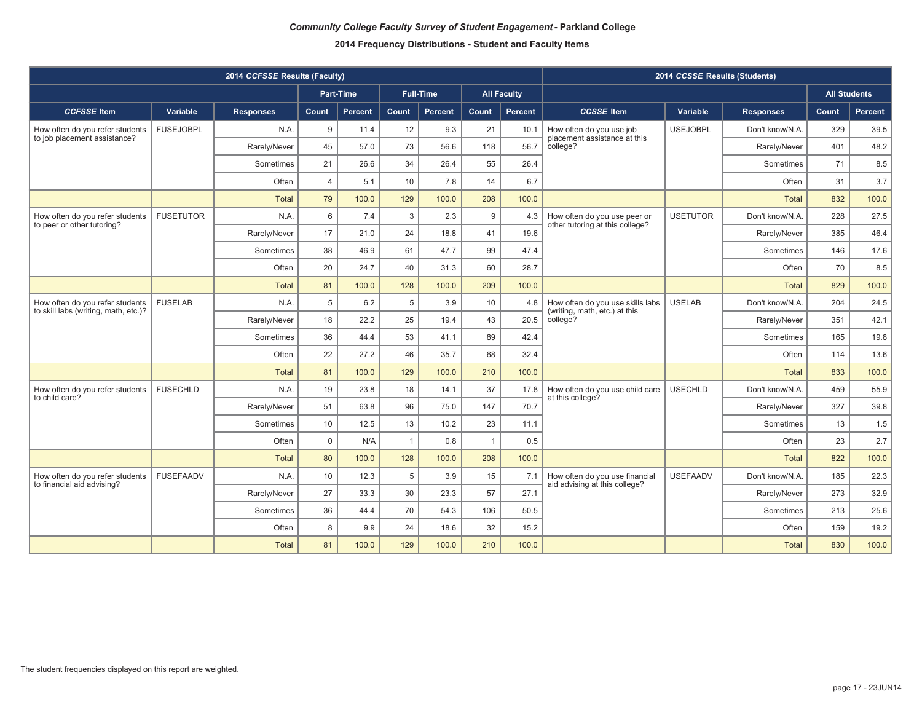# *Community College Faculty Survey of Student Engagement* - Parkland College

## 2014 Frequency Distributions - Student and Faculty Items

| 2014 *CCFSSE* Results (Faculty) | | | | | | | | | 2014 *CCSSE* Results (Students) | | | | |
|---|---|---|---|---|---|---|---|---|---|---|---|---|---|
| | | | Part-Time | | Full-Time | | All Faculty | | | | | All Students | |
| ***CCFSSE* Item** | **Variable** | **Responses** | **Count** | **Percent** | **Count** | **Percent** | **Count** | **Percent** | ***CCSSE* Item** | **Variable** | **Responses** | **Count** | **Percent** |
| How often do you refer students to job placement assistance? | FUSEJOBPL | N.A. | 9 | 11.4 | 12 | 9.3 | 21 | 10.1 | How often do you use job placement assistance at this college? | USEJOBPL | Don't know/N.A. | 329 | 39.5 |
| | | Rarely/Never | 45 | 57.0 | 73 | 56.6 | 118 | 56.7 | | | Rarely/Never | 401 | 48.2 |
| | | Sometimes | 21 | 26.6 | 34 | 26.4 | 55 | 26.4 | | | Sometimes | 71 | 8.5 |
| | | Often | 4 | 5.1 | 10 | 7.8 | 14 | 6.7 | | | Often | 31 | 3.7 |
| | | Total | 79 | 100.0 | 129 | 100.0 | 208 | 100.0 | | | Total | 832 | 100.0 |
| How often do you refer students to peer or other tutoring? | FUSETUTOR | N.A. | 6 | 7.4 | 3 | 2.3 | 9 | 4.3 | How often do you use peer or other tutoring at this college? | USETUTOR | Don't know/N.A. | 228 | 27.5 |
| | | Rarely/Never | 17 | 21.0 | 24 | 18.8 | 41 | 19.6 | | | Rarely/Never | 385 | 46.4 |
| | | Sometimes | 38 | 46.9 | 61 | 47.7 | 99 | 47.4 | | | Sometimes | 146 | 17.6 |
| | | Often | 20 | 24.7 | 40 | 31.3 | 60 | 28.7 | | | Often | 70 | 8.5 |
| | | Total | 81 | 100.0 | 128 | 100.0 | 209 | 100.0 | | | Total | 829 | 100.0 |
| How often do you refer students to skill labs (writing, math, etc.)? | FUSELAB | N.A. | 5 | 6.2 | 5 | 3.9 | 10 | 4.8 | How often do you use skills labs (writing, math, etc.) at this college? | USELAB | Don't know/N.A. | 204 | 24.5 |
| | | Rarely/Never | 18 | 22.2 | 25 | 19.4 | 43 | 20.5 | | | Rarely/Never | 351 | 42.1 |
| | | Sometimes | 36 | 44.4 | 53 | 41.1 | 89 | 42.4 | | | Sometimes | 165 | 19.8 |
| | | Often | 22 | 27.2 | 46 | 35.7 | 68 | 32.4 | | | Often | 114 | 13.6 |
| | | Total | 81 | 100.0 | 129 | 100.0 | 210 | 100.0 | | | Total | 833 | 100.0 |
| How often do you refer students to child care? | FUSECHLD | N.A. | 19 | 23.8 | 18 | 14.1 | 37 | 17.8 | How often do you use child care at this college? | USECHLD | Don't know/N.A. | 459 | 55.9 |
| | | Rarely/Never | 51 | 63.8 | 96 | 75.0 | 147 | 70.7 | | | Rarely/Never | 327 | 39.8 |
| | | Sometimes | 10 | 12.5 | 13 | 10.2 | 23 | 11.1 | | | Sometimes | 13 | 1.5 |
| | | Often | 0 | N/A | 1 | 0.8 | 1 | 0.5 | | | Often | 23 | 2.7 |
| | | Total | 80 | 100.0 | 128 | 100.0 | 208 | 100.0 | | | Total | 822 | 100.0 |
| How often do you refer students to financial aid advising? | FUSEFAADV | N.A. | 10 | 12.3 | 5 | 3.9 | 15 | 7.1 | How often do you use financial aid advising at this college? | USEFAADV | Don't know/N.A. | 185 | 22.3 |
| | | Rarely/Never | 27 | 33.3 | 30 | 23.3 | 57 | 27.1 | | | Rarely/Never | 273 | 32.9 |
| | | Sometimes | 36 | 44.4 | 70 | 54.3 | 106 | 50.5 | | | Sometimes | 213 | 25.6 |
| | | Often | 8 | 9.9 | 24 | 18.6 | 32 | 15.2 | | | Often | 159 | 19.2 |
| | | Total | 81 | 100.0 | 129 | 100.0 | 210 | 100.0 | | | Total | 830 | 100.0 |

The student frequencies displayed on this report are weighted.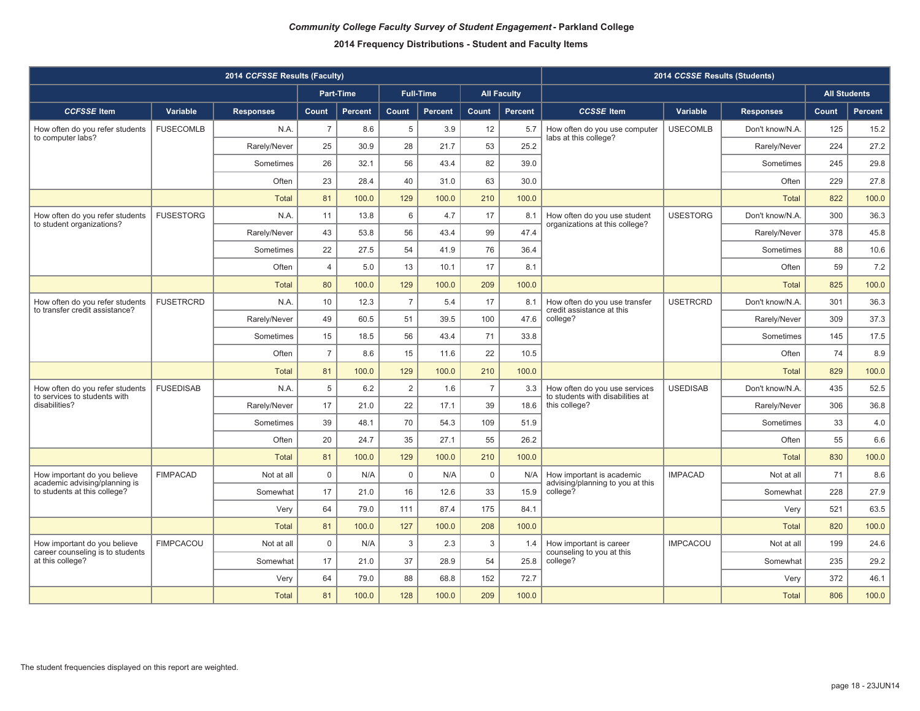### *Community College Faculty Survey of Student Engagement* - Parkland College

### 2014 Frequency Distributions - Student and Faculty Items

| 2014 *CCFSSE* Results (Faculty) | | | | | | | | | 2014 *CCSSE* Results (Students) | | | | |
|---|---|---|---|---|---|---|---|---|---|---|---|---|---|
| | | | Part-Time | | Full-Time | | All Faculty | | | | | All Students | |
| ***CCFSSE* Item** | **Variable** | **Responses** | **Count** | **Percent** | **Count** | **Percent** | **Count** | **Percent** | ***CCSSE* Item** | **Variable** | **Responses** | **Count** | **Percent** |
| How often do you refer students to computer labs? | FUSECOMLB | N.A. | 7 | 8.6 | 5 | 3.9 | 12 | 5.7 | How often do you use computer labs at this college? | USECOMLB | Don't know/N.A. | 125 | 15.2 |
| | | Rarely/Never | 25 | 30.9 | 28 | 21.7 | 53 | 25.2 | | | Rarely/Never | 224 | 27.2 |
| | | Sometimes | 26 | 32.1 | 56 | 43.4 | 82 | 39.0 | | | Sometimes | 245 | 29.8 |
| | | Often | 23 | 28.4 | 40 | 31.0 | 63 | 30.0 | | | Often | 229 | 27.8 |
| | | Total | 81 | 100.0 | 129 | 100.0 | 210 | 100.0 | | | Total | 822 | 100.0 |
| How often do you refer students to student organizations? | FUSESTORG | N.A. | 11 | 13.8 | 6 | 4.7 | 17 | 8.1 | How often do you use student organizations at this college? | USESTORG | Don't know/N.A. | 300 | 36.3 |
| | | Rarely/Never | 43 | 53.8 | 56 | 43.4 | 99 | 47.4 | | | Rarely/Never | 378 | 45.8 |
| | | Sometimes | 22 | 27.5 | 54 | 41.9 | 76 | 36.4 | | | Sometimes | 88 | 10.6 |
| | | Often | 4 | 5.0 | 13 | 10.1 | 17 | 8.1 | | | Often | 59 | 7.2 |
| | | Total | 80 | 100.0 | 129 | 100.0 | 209 | 100.0 | | | Total | 825 | 100.0 |
| How often do you refer students to transfer credit assistance? | FUSETRCRD | N.A. | 10 | 12.3 | 7 | 5.4 | 17 | 8.1 | How often do you use transfer credit assistance at this college? | USETRCRD | Don't know/N.A. | 301 | 36.3 |
| | | Rarely/Never | 49 | 60.5 | 51 | 39.5 | 100 | 47.6 | | | Rarely/Never | 309 | 37.3 |
| | | Sometimes | 15 | 18.5 | 56 | 43.4 | 71 | 33.8 | | | Sometimes | 145 | 17.5 |
| | | Often | 7 | 8.6 | 15 | 11.6 | 22 | 10.5 | | | Often | 74 | 8.9 |
| | | Total | 81 | 100.0 | 129 | 100.0 | 210 | 100.0 | | | Total | 829 | 100.0 |
| How often do you refer students to services to students with disabilities? | FUSEDISAB | N.A. | 5 | 6.2 | 2 | 1.6 | 7 | 3.3 | How often do you use services to students with disabilities at this college? | USEDISAB | Don't know/N.A. | 435 | 52.5 |
| | | Rarely/Never | 17 | 21.0 | 22 | 17.1 | 39 | 18.6 | | | Rarely/Never | 306 | 36.8 |
| | | Sometimes | 39 | 48.1 | 70 | 54.3 | 109 | 51.9 | | | Sometimes | 33 | 4.0 |
| | | Often | 20 | 24.7 | 35 | 27.1 | 55 | 26.2 | | | Often | 55 | 6.6 |
| | | Total | 81 | 100.0 | 129 | 100.0 | 210 | 100.0 | | | Total | 830 | 100.0 |
| How important do you believe academic advising/planning is to students at this college? | FIMPACAD | Not at all | 0 | N/A | 0 | N/A | 0 | N/A | How important is academic advising/planning to you at this college? | IMPACAD | Not at all | 71 | 8.6 |
| | | Somewhat | 17 | 21.0 | 16 | 12.6 | 33 | 15.9 | | | Somewhat | 228 | 27.9 |
| | | Very | 64 | 79.0 | 111 | 87.4 | 175 | 84.1 | | | Very | 521 | 63.5 |
| | | Total | 81 | 100.0 | 127 | 100.0 | 208 | 100.0 | | | Total | 820 | 100.0 |
| How important do you believe career counseling is to students at this college? | FIMPCACOU | Not at all | 0 | N/A | 3 | 2.3 | 3 | 1.4 | How important is career counseling to you at this college? | IMPCACOU | Not at all | 199 | 24.6 |
| | | Somewhat | 17 | 21.0 | 37 | 28.9 | 54 | 25.8 | | | Somewhat | 235 | 29.2 |
| | | Very | 64 | 79.0 | 88 | 68.8 | 152 | 72.7 | | | Very | 372 | 46.1 |
| | | Total | 81 | 100.0 | 128 | 100.0 | 209 | 100.0 | | | Total | 806 | 100.0 |

The student frequencies displayed on this report are weighted.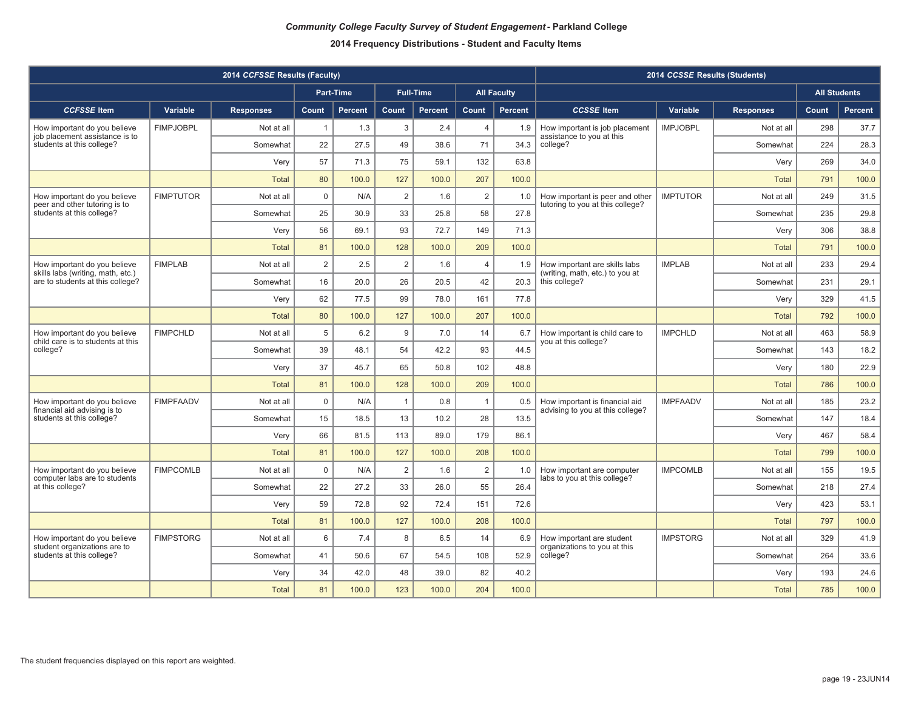***Community College Faculty Survey of Student Engagement* - Parkland College**

**2014 Frequency Distributions - Student and Faculty Items**

| 2014 *CCFSSE* Results (Faculty) | | | | | | | | | 2014 *CCSSE* Results (Students) | | | | |
|---|---|---|---|---|---|---|---|---|---|---|---|---|---|
| | | | Part-Time | | Full-Time | | All Faculty | | | | | All Students | |
| ***CCFSSE* Item** | **Variable** | **Responses** | **Count** | **Percent** | **Count** | **Percent** | **Count** | **Percent** | ***CCSSE* Item** | **Variable** | **Responses** | **Count** | **Percent** |
| How important do you believe job placement assistance is to students at this college? | FIMPJOBPL | Not at all | 1 | 1.3 | 3 | 2.4 | 4 | 1.9 | How important is job placement assistance to you at this college? | IMPJOBPL | Not at all | 298 | 37.7 |
| | | Somewhat | 22 | 27.5 | 49 | 38.6 | 71 | 34.3 | | | Somewhat | 224 | 28.3 |
| | | Very | 57 | 71.3 | 75 | 59.1 | 132 | 63.8 | | | Very | 269 | 34.0 |
| | | Total | 80 | 100.0 | 127 | 100.0 | 207 | 100.0 | | | Total | 791 | 100.0 |
| How important do you believe peer and other tutoring is to students at this college? | FIMPTUTOR | Not at all | 0 | N/A | 2 | 1.6 | 2 | 1.0 | How important is peer and other tutoring to you at this college? | IMPTUTOR | Not at all | 249 | 31.5 |
| | | Somewhat | 25 | 30.9 | 33 | 25.8 | 58 | 27.8 | | | Somewhat | 235 | 29.8 |
| | | Very | 56 | 69.1 | 93 | 72.7 | 149 | 71.3 | | | Very | 306 | 38.8 |
| | | Total | 81 | 100.0 | 128 | 100.0 | 209 | 100.0 | | | Total | 791 | 100.0 |
| How important do you believe skills labs (writing, math, etc.) are to students at this college? | FIMPLAB | Not at all | 2 | 2.5 | 2 | 1.6 | 4 | 1.9 | How important are skills labs (writing, math, etc.) to you at this college? | IMPLAB | Not at all | 233 | 29.4 |
| | | Somewhat | 16 | 20.0 | 26 | 20.5 | 42 | 20.3 | | | Somewhat | 231 | 29.1 |
| | | Very | 62 | 77.5 | 99 | 78.0 | 161 | 77.8 | | | Very | 329 | 41.5 |
| | | Total | 80 | 100.0 | 127 | 100.0 | 207 | 100.0 | | | Total | 792 | 100.0 |
| How important do you believe child care is to students at this college? | FIMPCHLD | Not at all | 5 | 6.2 | 9 | 7.0 | 14 | 6.7 | How important is child care to you at this college? | IMPCHLD | Not at all | 463 | 58.9 |
| | | Somewhat | 39 | 48.1 | 54 | 42.2 | 93 | 44.5 | | | Somewhat | 143 | 18.2 |
| | | Very | 37 | 45.7 | 65 | 50.8 | 102 | 48.8 | | | Very | 180 | 22.9 |
| | | Total | 81 | 100.0 | 128 | 100.0 | 209 | 100.0 | | | Total | 786 | 100.0 |
| How important do you believe financial aid advising is to students at this college? | FIMPFAADV | Not at all | 0 | N/A | 1 | 0.8 | 1 | 0.5 | How important is financial aid advising to you at this college? | IMPFAADV | Not at all | 185 | 23.2 |
| | | Somewhat | 15 | 18.5 | 13 | 10.2 | 28 | 13.5 | | | Somewhat | 147 | 18.4 |
| | | Very | 66 | 81.5 | 113 | 89.0 | 179 | 86.1 | | | Very | 467 | 58.4 |
| | | Total | 81 | 100.0 | 127 | 100.0 | 208 | 100.0 | | | Total | 799 | 100.0 |
| How important do you believe computer labs are to students at this college? | FIMPCOMLB | Not at all | 0 | N/A | 2 | 1.6 | 2 | 1.0 | How important are computer labs to you at this college? | IMPCOMLB | Not at all | 155 | 19.5 |
| | | Somewhat | 22 | 27.2 | 33 | 26.0 | 55 | 26.4 | | | Somewhat | 218 | 27.4 |
| | | Very | 59 | 72.8 | 92 | 72.4 | 151 | 72.6 | | | Very | 423 | 53.1 |
| | | Total | 81 | 100.0 | 127 | 100.0 | 208 | 100.0 | | | Total | 797 | 100.0 |
| How important do you believe student organizations are to students at this college? | FIMPSTORG | Not at all | 6 | 7.4 | 8 | 6.5 | 14 | 6.9 | How important are student organizations to you at this college? | IMPSTORG | Not at all | 329 | 41.9 |
| | | Somewhat | 41 | 50.6 | 67 | 54.5 | 108 | 52.9 | | | Somewhat | 264 | 33.6 |
| | | Very | 34 | 42.0 | 48 | 39.0 | 82 | 40.2 | | | Very | 193 | 24.6 |
| | | Total | 81 | 100.0 | 123 | 100.0 | 204 | 100.0 | | | Total | 785 | 100.0 |

The student frequencies displayed on this report are weighted.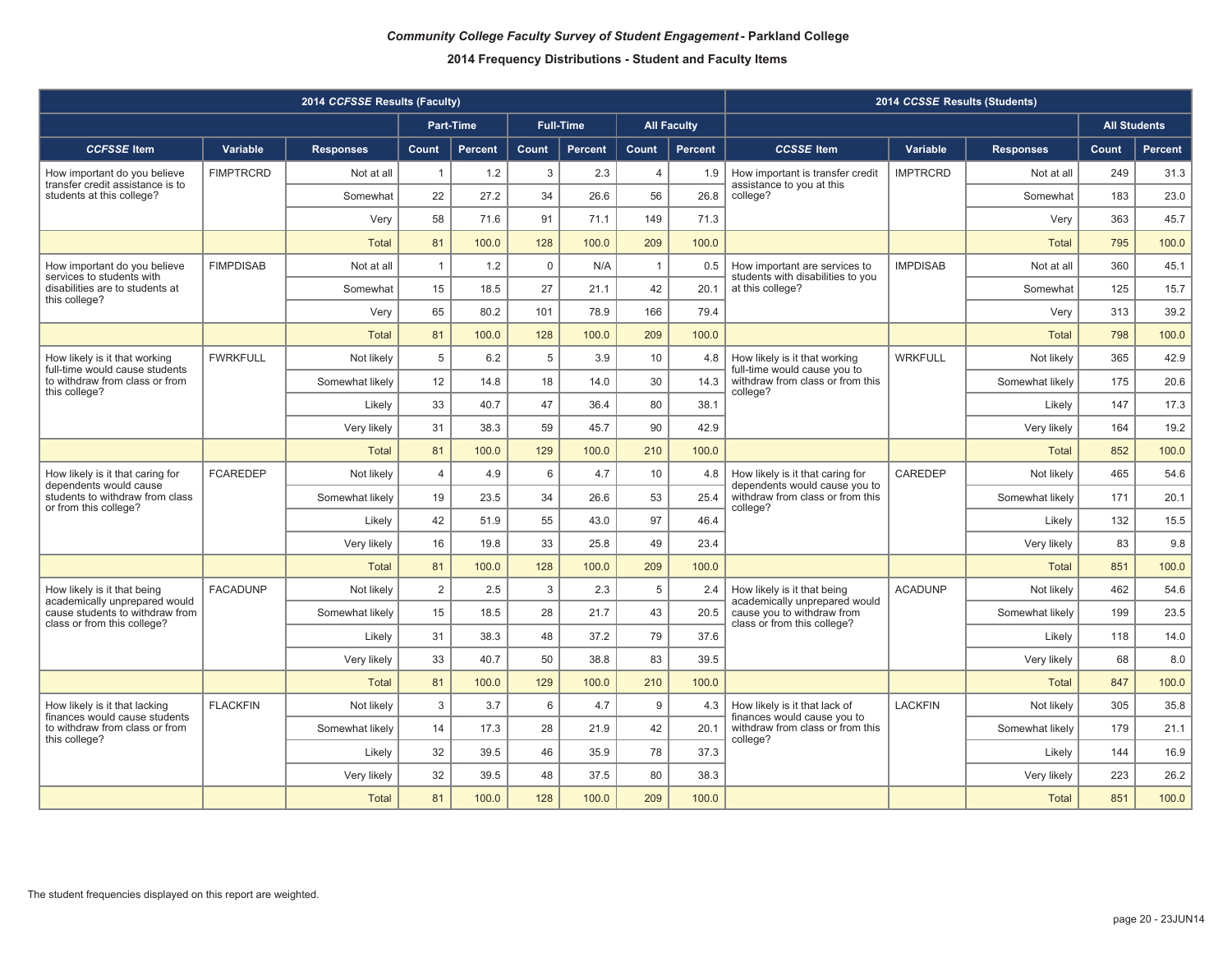# *Community College Faculty Survey of Student Engagement* - Parkland College

## 2014 Frequency Distributions - Student and Faculty Items

| 2014 *CCFSSE* Results (Faculty) | | | | | | | | | 2014 *CCSSE* Results (Students) | | | | |
|---|---|---|---|---|---|---|---|---|---|---|---|---|---|
| | | | Part-Time | | Full-Time | | All Faculty | | | | | All Students | |
| ***CCFSSE* Item** | **Variable** | **Responses** | **Count** | **Percent** | **Count** | **Percent** | **Count** | **Percent** | ***CCSSE* Item** | **Variable** | **Responses** | **Count** | **Percent** |
| How important do you believe transfer credit assistance is to students at this college? | FIMPTRCRD | Not at all | 1 | 1.2 | 3 | 2.3 | 4 | 1.9 | How important is transfer credit assistance to you at this college? | IMPTRCRD | Not at all | 249 | 31.3 |
| | | Somewhat | 22 | 27.2 | 34 | 26.6 | 56 | 26.8 | | | Somewhat | 183 | 23.0 |
| | | Very | 58 | 71.6 | 91 | 71.1 | 149 | 71.3 | | | Very | 363 | 45.7 |
| | | Total | 81 | 100.0 | 128 | 100.0 | 209 | 100.0 | | | Total | 795 | 100.0 |
| How important do you believe services to students with disabilities are to students at this college? | FIMPDISAB | Not at all | 1 | 1.2 | 0 | N/A | 1 | 0.5 | How important are services to students with disabilities to you at this college? | IMPDISAB | Not at all | 360 | 45.1 |
| | | Somewhat | 15 | 18.5 | 27 | 21.1 | 42 | 20.1 | | | Somewhat | 125 | 15.7 |
| | | Very | 65 | 80.2 | 101 | 78.9 | 166 | 79.4 | | | Very | 313 | 39.2 |
| | | Total | 81 | 100.0 | 128 | 100.0 | 209 | 100.0 | | | Total | 798 | 100.0 |
| How likely is it that working full-time would cause students to withdraw from class or from this college? | FWRKFULL | Not likely | 5 | 6.2 | 5 | 3.9 | 10 | 4.8 | How likely is it that working full-time would cause you to withdraw from class or from this college? | WRKFULL | Not likely | 365 | 42.9 |
| | | Somewhat likely | 12 | 14.8 | 18 | 14.0 | 30 | 14.3 | | | Somewhat likely | 175 | 20.6 |
| | | Likely | 33 | 40.7 | 47 | 36.4 | 80 | 38.1 | | | Likely | 147 | 17.3 |
| | | Very likely | 31 | 38.3 | 59 | 45.7 | 90 | 42.9 | | | Very likely | 164 | 19.2 |
| | | Total | 81 | 100.0 | 129 | 100.0 | 210 | 100.0 | | | Total | 852 | 100.0 |
| How likely is it that caring for dependents would cause students to withdraw from class or from this college? | FCAREDEP | Not likely | 4 | 4.9 | 6 | 4.7 | 10 | 4.8 | How likely is it that caring for dependents would cause you to withdraw from class or from this college? | CAREDEP | Not likely | 465 | 54.6 |
| | | Somewhat likely | 19 | 23.5 | 34 | 26.6 | 53 | 25.4 | | | Somewhat likely | 171 | 20.1 |
| | | Likely | 42 | 51.9 | 55 | 43.0 | 97 | 46.4 | | | Likely | 132 | 15.5 |
| | | Very likely | 16 | 19.8 | 33 | 25.8 | 49 | 23.4 | | | Very likely | 83 | 9.8 |
| | | Total | 81 | 100.0 | 128 | 100.0 | 209 | 100.0 | | | Total | 851 | 100.0 |
| How likely is it that being academically unprepared would cause students to withdraw from class or from this college? | FACADUNP | Not likely | 2 | 2.5 | 3 | 2.3 | 5 | 2.4 | How likely is it that being academically unprepared would cause you to withdraw from class or from this college? | ACADUNP | Not likely | 462 | 54.6 |
| | | Somewhat likely | 15 | 18.5 | 28 | 21.7 | 43 | 20.5 | | | Somewhat likely | 199 | 23.5 |
| | | Likely | 31 | 38.3 | 48 | 37.2 | 79 | 37.6 | | | Likely | 118 | 14.0 |
| | | Very likely | 33 | 40.7 | 50 | 38.8 | 83 | 39.5 | | | Very likely | 68 | 8.0 |
| | | Total | 81 | 100.0 | 129 | 100.0 | 210 | 100.0 | | | Total | 847 | 100.0 |
| How likely is it that lacking finances would cause students to withdraw from class or from this college? | FLACKFIN | Not likely | 3 | 3.7 | 6 | 4.7 | 9 | 4.3 | How likely is it that lack of finances would cause you to withdraw from class or from this college? | LACKFIN | Not likely | 305 | 35.8 |
| | | Somewhat likely | 14 | 17.3 | 28 | 21.9 | 42 | 20.1 | | | Somewhat likely | 179 | 21.1 |
| | | Likely | 32 | 39.5 | 46 | 35.9 | 78 | 37.3 | | | Likely | 144 | 16.9 |
| | | Very likely | 32 | 39.5 | 48 | 37.5 | 80 | 38.3 | | | Very likely | 223 | 26.2 |
| | | Total | 81 | 100.0 | 128 | 100.0 | 209 | 100.0 | | | Total | 851 | 100.0 |

The student frequencies displayed on this report are weighted.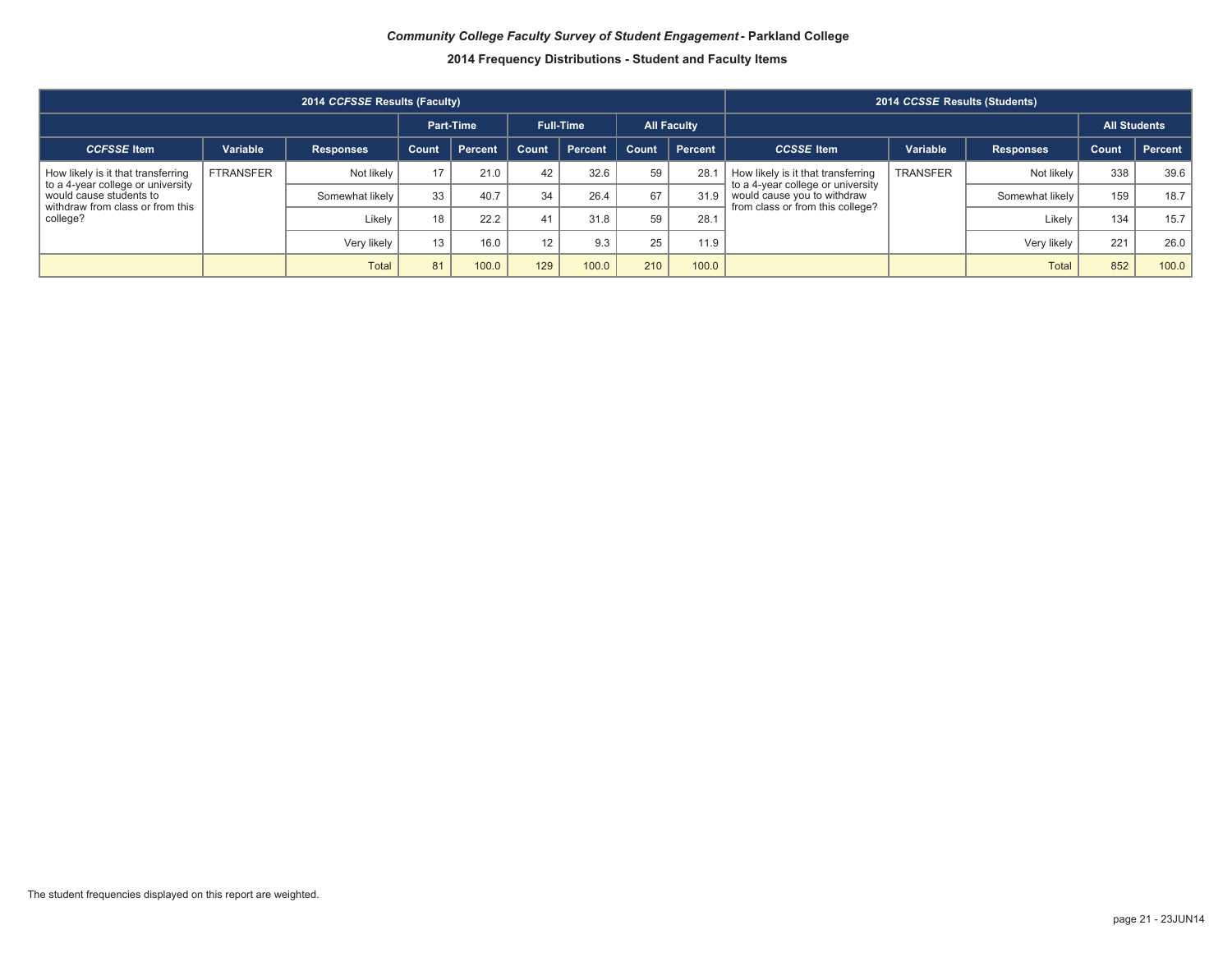***Community College Faculty Survey of Student Engagement* - Parkland College**

**2014 Frequency Distributions - Student and Faculty Items**

| 2014 *CCFSSE* Results (Faculty) | | | | | | | | | 2014 *CCSSE* Results (Students) | | | | |
|---|---|---|---|---|---|---|---|---|---|---|---|---|---|
| | | | Part-Time | | Full-Time | | All Faculty | | | | | All Students | |
| *CCFSSE* Item | Variable | Responses | Count | Percent | Count | Percent | Count | Percent | *CCSSE* Item | Variable | Responses | Count | Percent |
| How likely is it that transferring to a 4-year college or university would cause students to withdraw from class or from this college? | FTRANSFER | Not likely | 17 | 21.0 | 42 | 32.6 | 59 | 28.1 | How likely is it that transferring to a 4-year college or university would cause you to withdraw from class or from this college? | TRANSFER | Not likely | 338 | 39.6 |
| | | Somewhat likely | 33 | 40.7 | 34 | 26.4 | 67 | 31.9 | | | Somewhat likely | 159 | 18.7 |
| | | Likely | 18 | 22.2 | 41 | 31.8 | 59 | 28.1 | | | Likely | 134 | 15.7 |
| | | Very likely | 13 | 16.0 | 12 | 9.3 | 25 | 11.9 | | | Very likely | 221 | 26.0 |
| | | Total | 81 | 100.0 | 129 | 100.0 | 210 | 100.0 | | | Total | 852 | 100.0 |

The student frequencies displayed on this report are weighted.